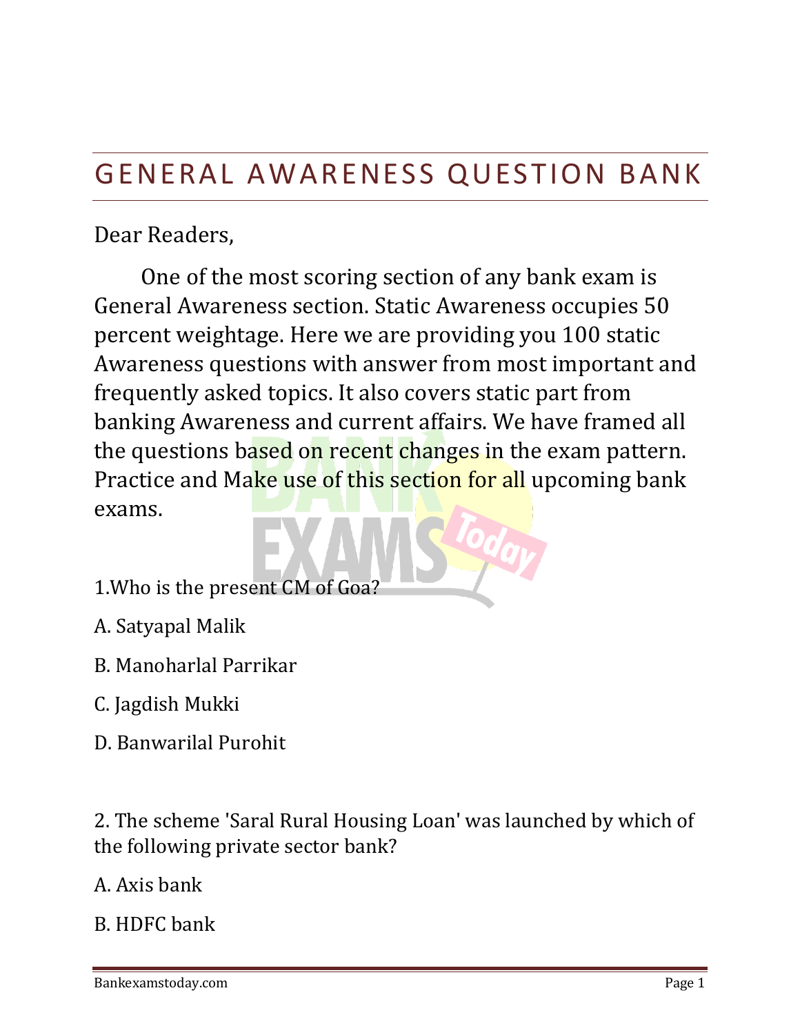# GENERAL AWARENESS QUESTION BANK

Dear Readers,

One of the most scoring section of any bank exam is General Awareness section. Static Awareness occupies 50 percent weightage. Here we are providing you 100 static Awareness questions with answer from most important and frequently asked topics. It also covers static part from banking Awareness and current affairs. We have framed all the questions based on recent changes in the exam pattern. Practice and Make use of this section for all upcoming bank exams.

1.Who is the present CM of Goa?

A. Satyapal Malik

B. Manoharlal Parrikar

C. Jagdish Mukki

D. Banwarilal Purohit

2. The scheme 'Saral Rural Housing Loan' was launched by which of the following private sector bank?

A. Axis bank

B. HDFC bank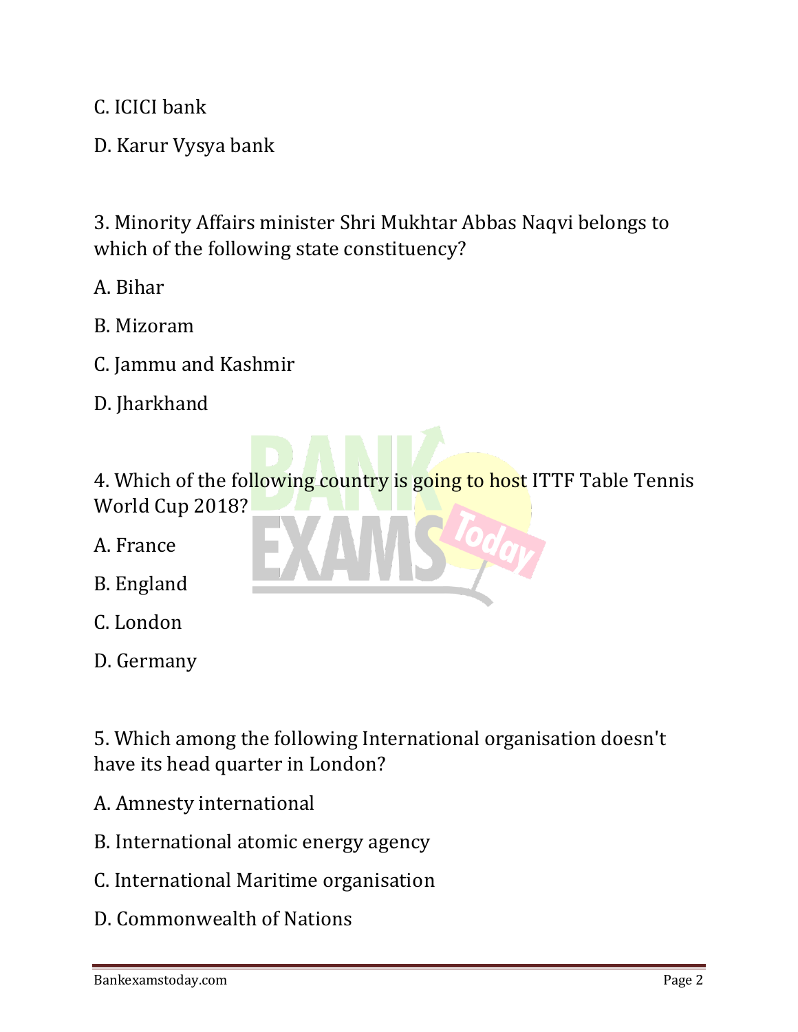C. ICICI bank

D. Karur Vysya bank

3. Minority Affairs minister Shri Mukhtar Abbas Naqvi belongs to which of the following state constituency?

A. Bihar

B. Mizoram

C. Jammu and Kashmir

D. Jharkhand

4. Which of the following country is going to host ITTF Table Tennis World Cup 2018?

A. France

B. England

C. London

D. Germany

5. Which among the following International organisation doesn't have its head quarter in London?

A. Amnesty international

B. International atomic energy agency

C. International Maritime organisation

D. Commonwealth of Nations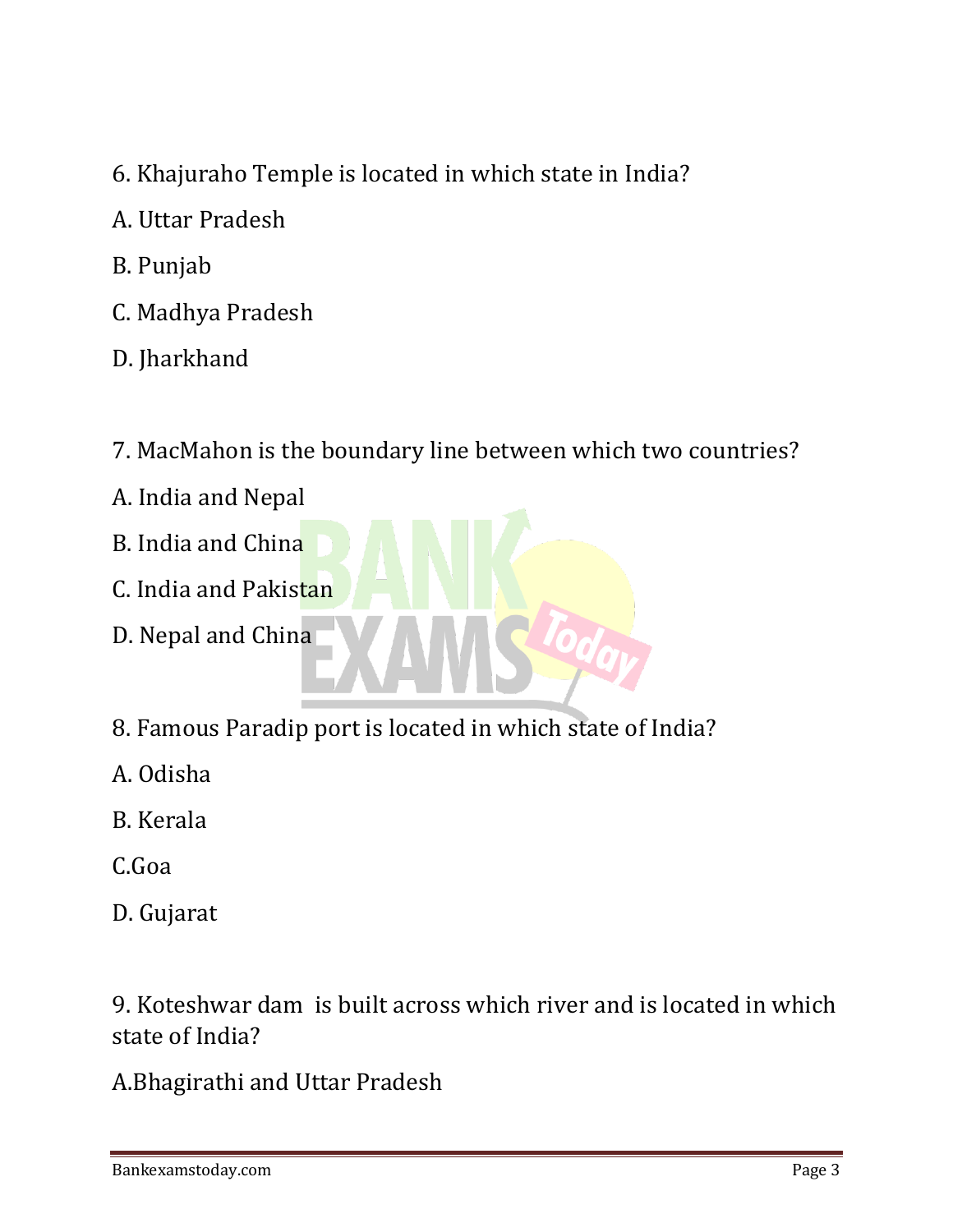6. Khajuraho Temple is located in which state in India?

A. Uttar Pradesh

B. Punjab

C. Madhya Pradesh

D. Jharkhand

7. MacMahon is the boundary line between which two countries?

A. India and Nepal

B. India and China

C. India and Pakistan

D. Nepal and China

8. Famous Paradip port is located in which state of India?

A. Odisha

B. Kerala

C.Goa

D. Gujarat

9. Koteshwar dam is built across which river and is located in which state of India?

A.Bhagirathi and Uttar Pradesh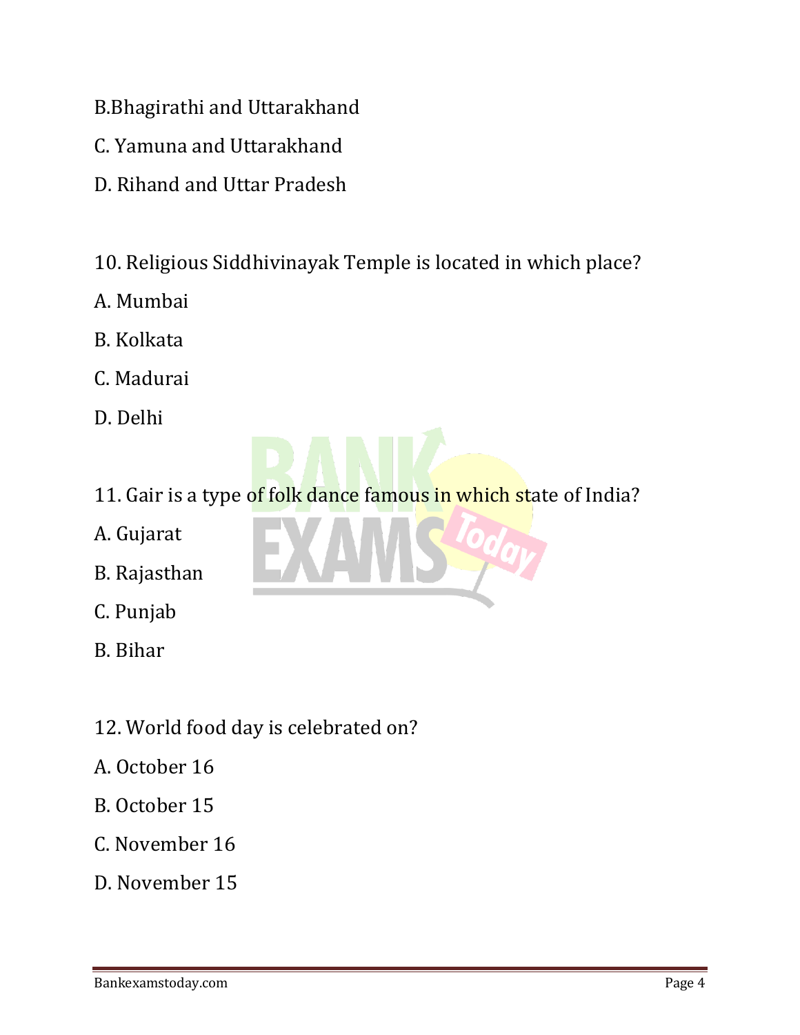B.Bhagirathi and Uttarakhand

C. Yamuna and Uttarakhand

D. Rihand and Uttar Pradesh

10. Religious Siddhivinayak Temple is located in which place?

A. Mumbai

B. Kolkata

C. Madurai

D. Delhi

11. Gair is a type of folk dance famous in which state of India?

A. Gujarat

B. Rajasthan

C. Punjab

B. Bihar

12. World food day is celebrated on?

A. October 16

B. October 15

C. November 16

D. November 15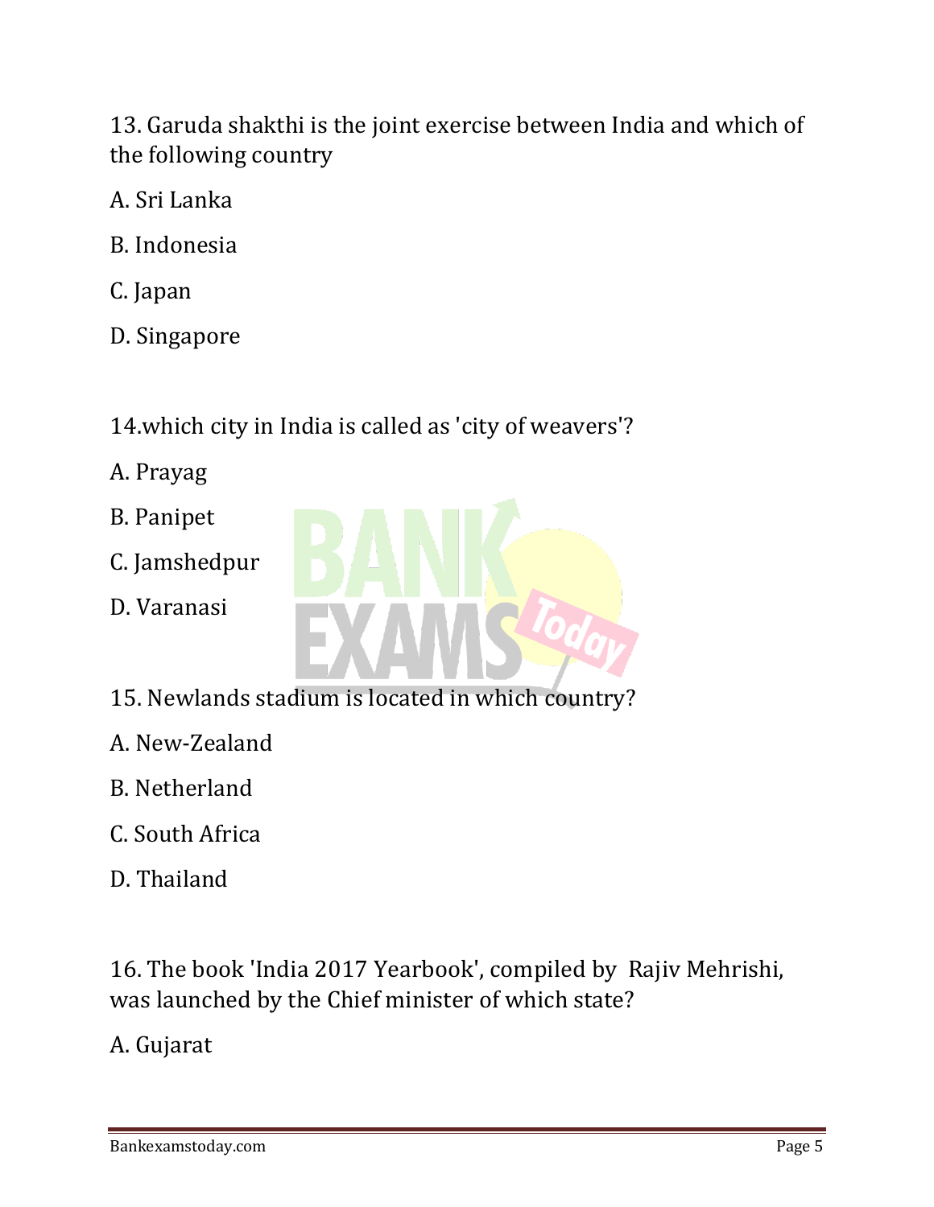13. Garuda shakthi is the joint exercise between India and which of the following country

A. Sri Lanka

B. Indonesia

C. Japan

D. Singapore

14.which city in India is called as 'city of weavers'?

A. Prayag

B. Panipet

C. Jamshedpur

D. Varanasi

15. Newlands stadium is located in which country?

A. New-Zealand

B. Netherland

C. South Africa

D. Thailand

16. The book 'India 2017 Yearbook', compiled by Rajiv Mehrishi, was launched by the Chief minister of which state?

A. Gujarat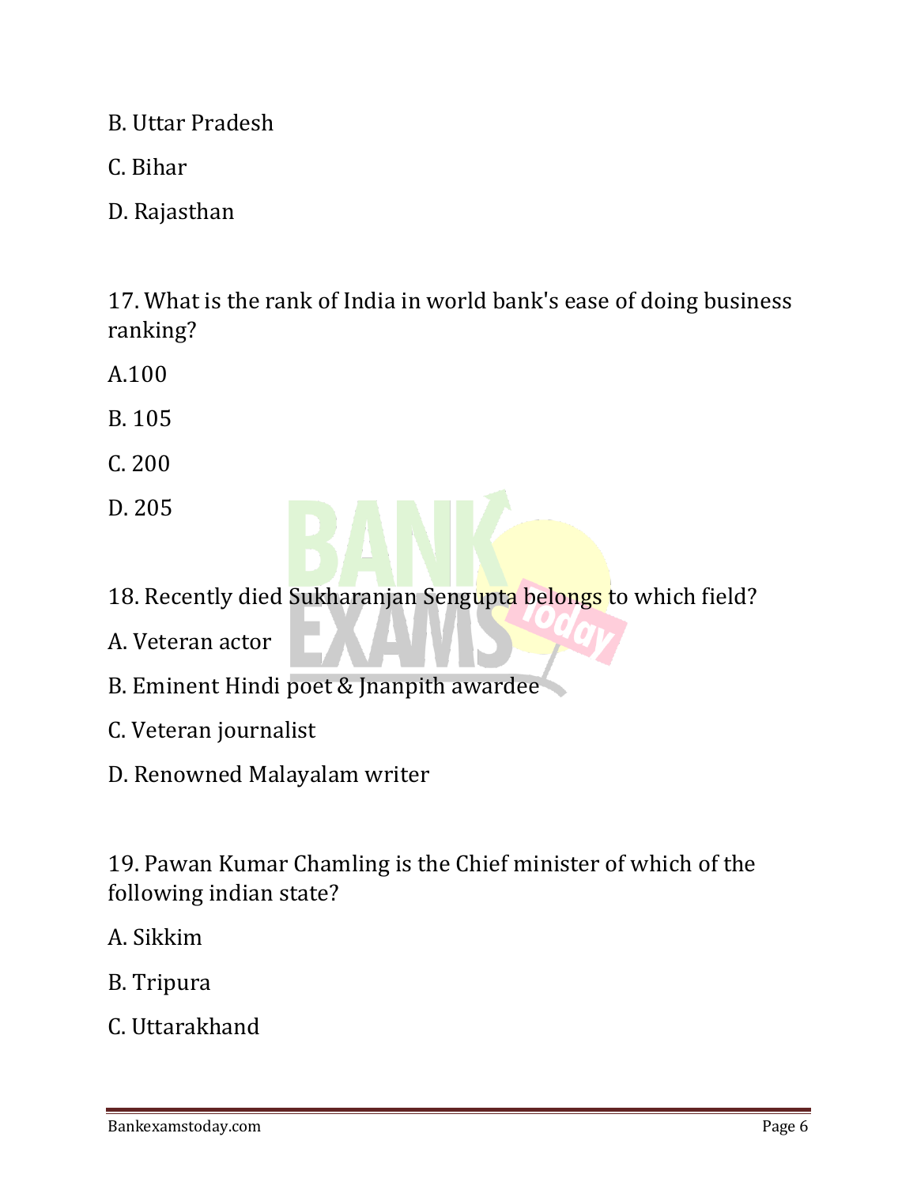B. Uttar Pradesh

C. Bihar

D. Rajasthan

17. What is the rank of India in world bank's ease of doing business ranking?

A.100

B. 105

C. 200

D. 205

18. Recently died Sukharanjan Sengupta belongs to which field?

A. Veteran actor

B. Eminent Hindi poet & Jnanpith awardee

C. Veteran journalist

D. Renowned Malayalam writer

19. Pawan Kumar Chamling is the Chief minister of which of the following indian state?

A. Sikkim

B. Tripura

C. Uttarakhand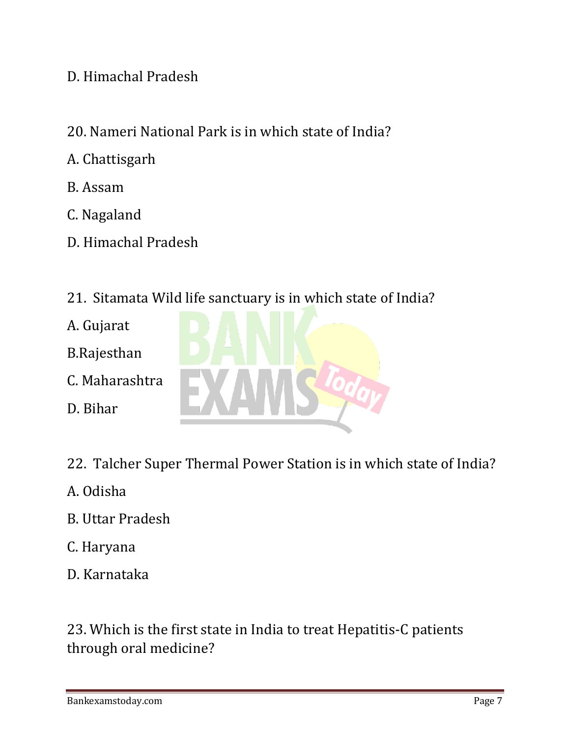D. Himachal Pradesh

20. Nameri National Park is in which state of India?

A. Chattisgarh

B. Assam

C. Nagaland

D. Himachal Pradesh

21. Sitamata Wild life sanctuary is in which state of India?

A. Gujarat

B.Rajesthan

C. Maharashtra

D. Bihar

22. Talcher Super Thermal Power Station is in which state of India?

A. Odisha

B. Uttar Pradesh

C. Haryana

D. Karnataka

23. Which is the first state in India to treat Hepatitis-C patients through oral medicine?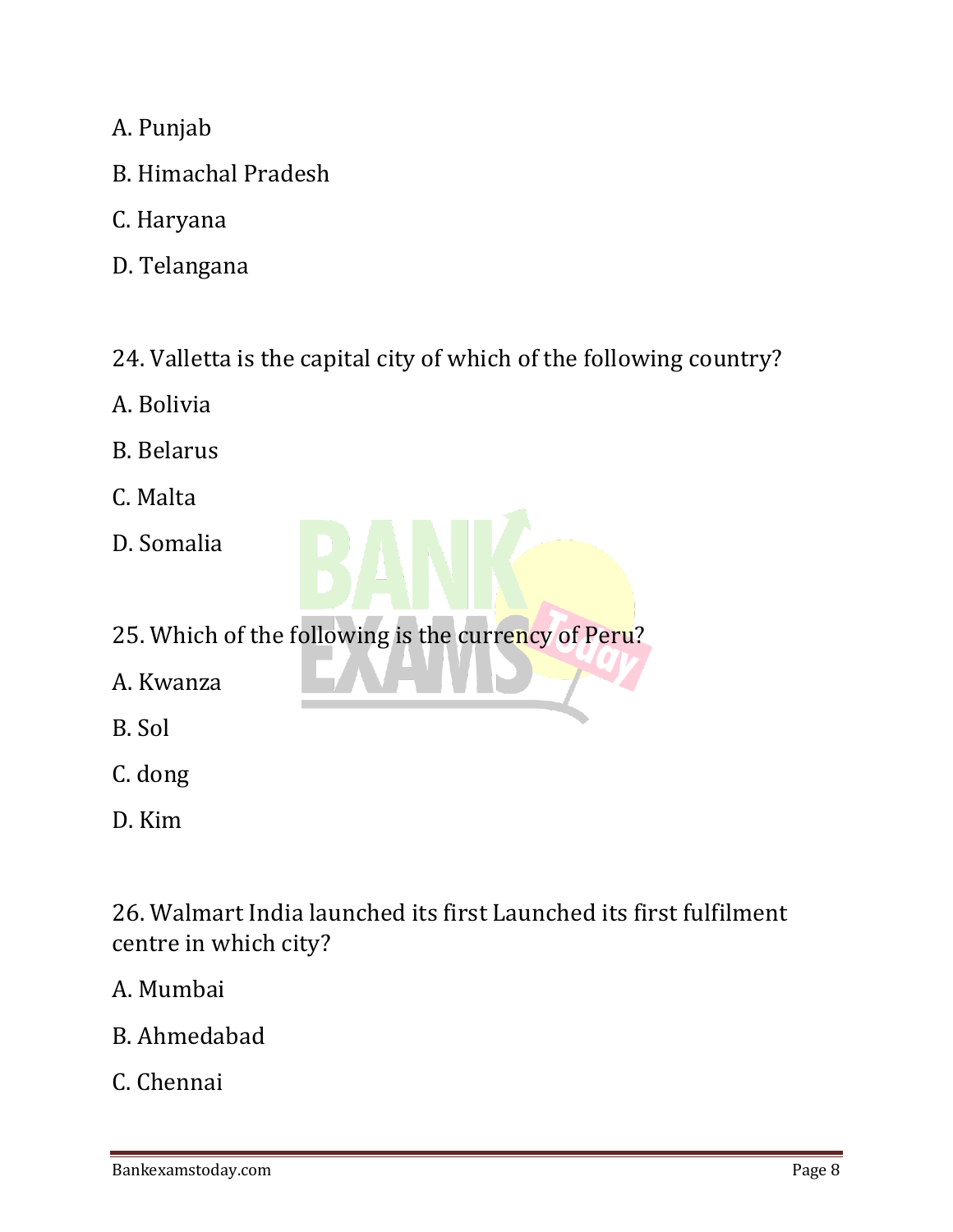A. Punjab

B. Himachal Pradesh

C. Haryana

D. Telangana

24. Valletta is the capital city of which of the following country?

A. Bolivia

B. Belarus

C. Malta

D. Somalia

25. Which of the following is the currency of Peru?

A. Kwanza

B. Sol

C. dong

D. Kim

26. Walmart India launched its first Launched its first fulfilment centre in which city?

A. Mumbai

B. Ahmedabad

C. Chennai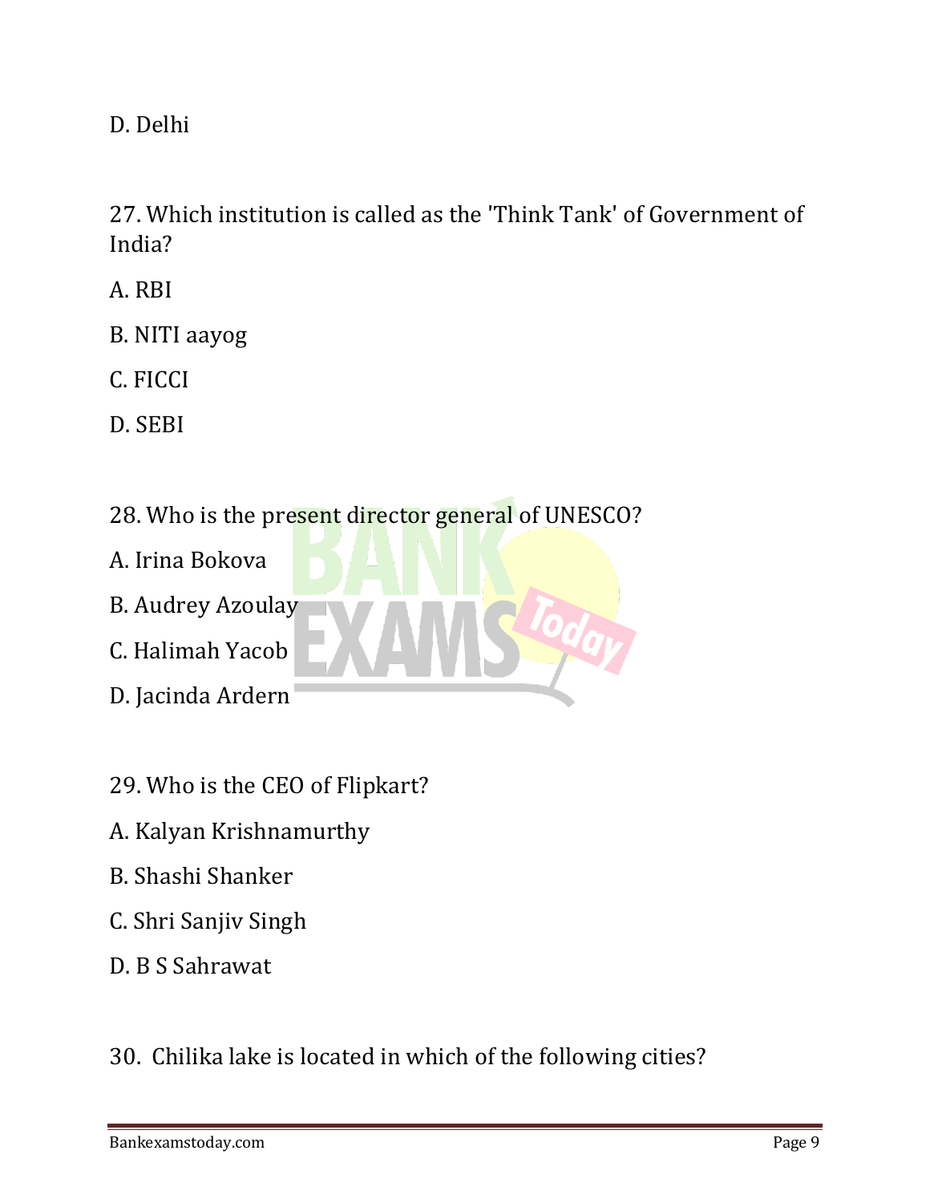D. Delhi

27. Which institution is called as the 'Think Tank' of Government of India?

A. RBI

B. NITI aayog

C. FICCI

D. SEBI

28. Who is the present director general of UNESCO?

A. Irina Bokova

B. Audrey Azoulay

C. Halimah Yacob

D. Jacinda Ardern

29. Who is the CEO of Flipkart?

A. Kalyan Krishnamurthy

B. Shashi Shanker

C. Shri Sanjiv Singh

D. B S Sahrawat

30. Chilika lake is located in which of the following cities?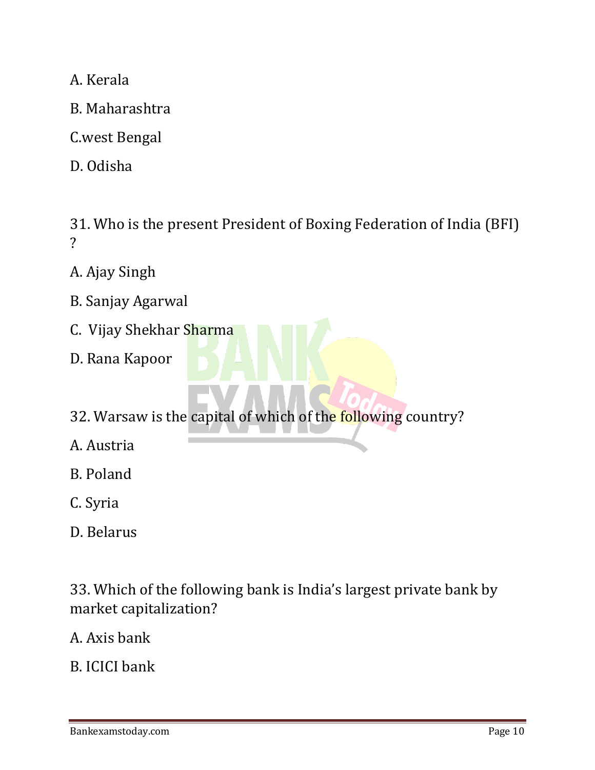A. Kerala

B. Maharashtra

C.west Bengal

D. Odisha

31. Who is the present President of Boxing Federation of India (BFI) ?

A. Ajay Singh

B. Sanjay Agarwal

C.  Vijay Shekhar Sharma

D. Rana Kapoor

32. Warsaw is the capital of which of the following country?

A. Austria

B. Poland

C. Syria

D. Belarus

33. Which of the following bank is India's largest private bank by market capitalization?

A. Axis bank

B. ICICI bank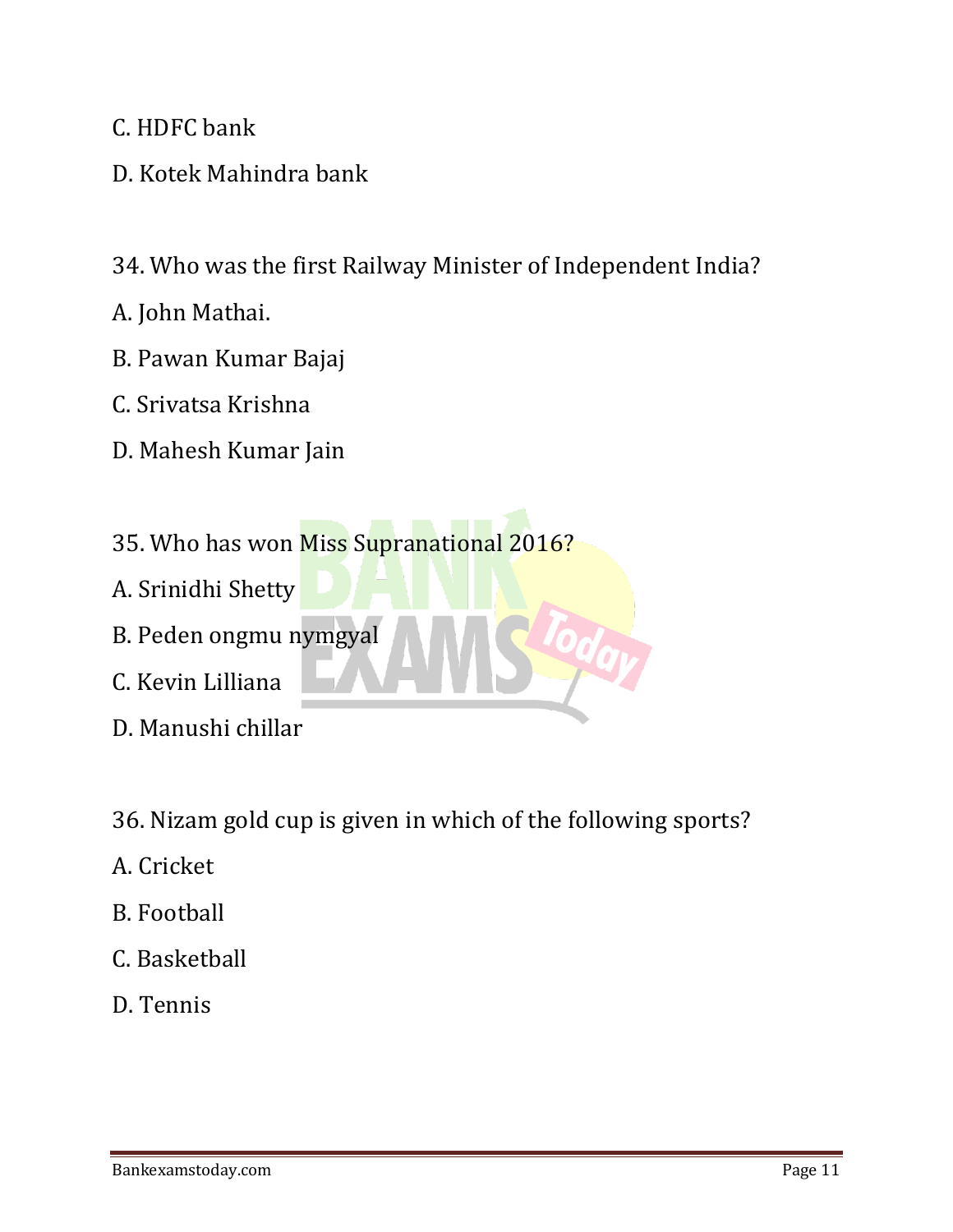C. HDFC bank

D. Kotek Mahindra bank

34. Who was the first Railway Minister of Independent India?

A. John Mathai.

B. Pawan Kumar Bajaj

C. Srivatsa Krishna

D. Mahesh Kumar Jain

35. Who has won Miss Supranational 2016?

A. Srinidhi Shetty

B. Peden ongmu nymgyal

C. Kevin Lilliana

D. Manushi chillar

36. Nizam gold cup is given in which of the following sports?

A. Cricket

B. Football

C. Basketball

D. Tennis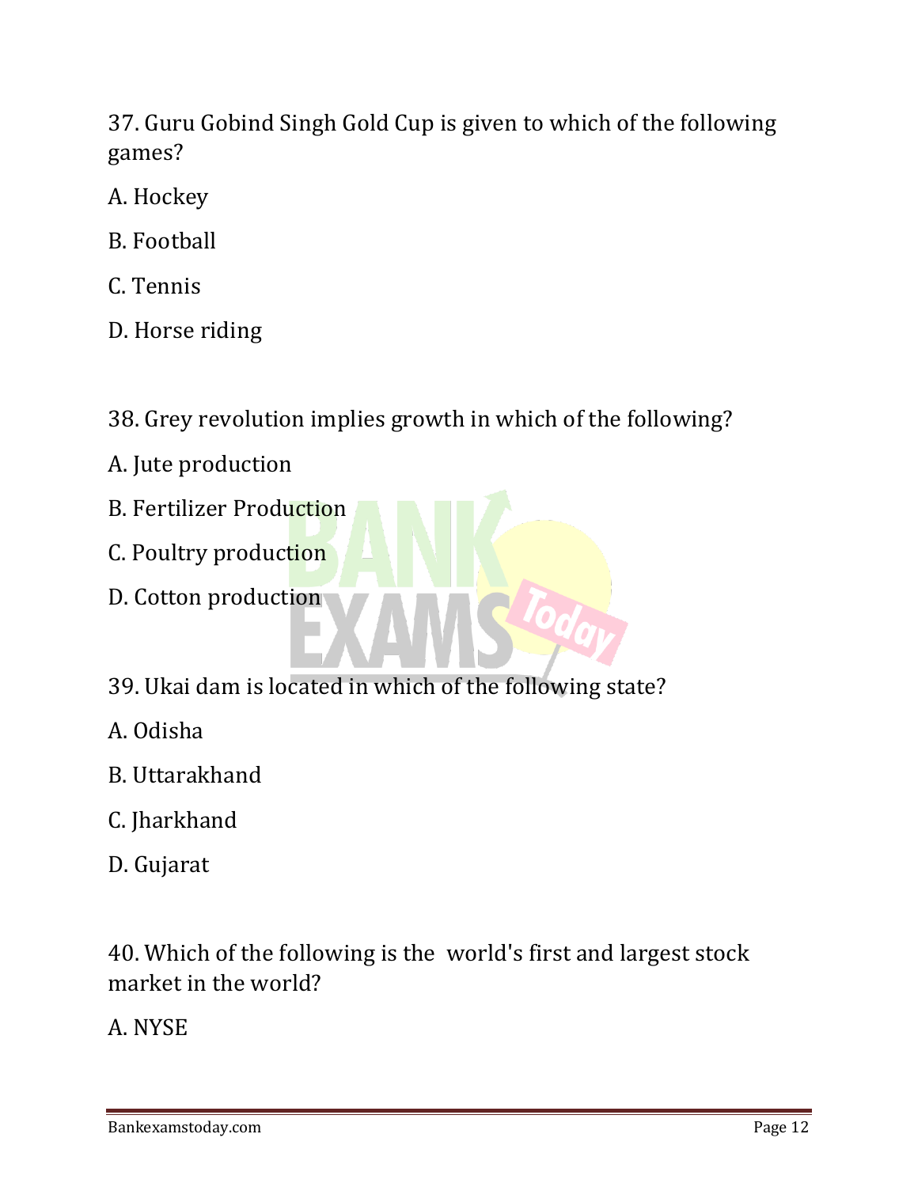37. Guru Gobind Singh Gold Cup is given to which of the following games?

A. Hockey

B. Football

C. Tennis

D. Horse riding

38. Grey revolution implies growth in which of the following?

A. Jute production

B. Fertilizer Production

C. Poultry production

D. Cotton production

39. Ukai dam is located in which of the following state?

A. Odisha

B. Uttarakhand

C. Jharkhand

D. Gujarat

40. Which of the following is the world's first and largest stock market in the world?

A. NYSE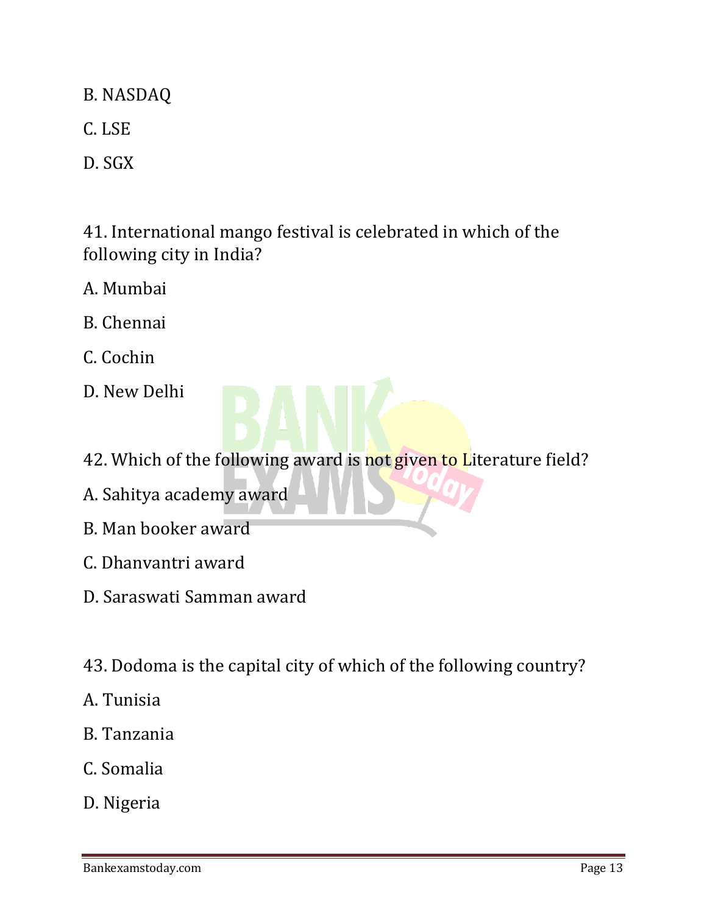B. NASDAQ

C. LSE

D. SGX

41. International mango festival is celebrated in which of the following city in India?

A. Mumbai

B. Chennai

C. Cochin

D. New Delhi

42. Which of the following award is not given to Literature field?

A. Sahitya academy award

B. Man booker award

C. Dhanvantri award

D. Saraswati Samman award

43. Dodoma is the capital city of which of the following country?

A. Tunisia

B. Tanzania

C. Somalia

D. Nigeria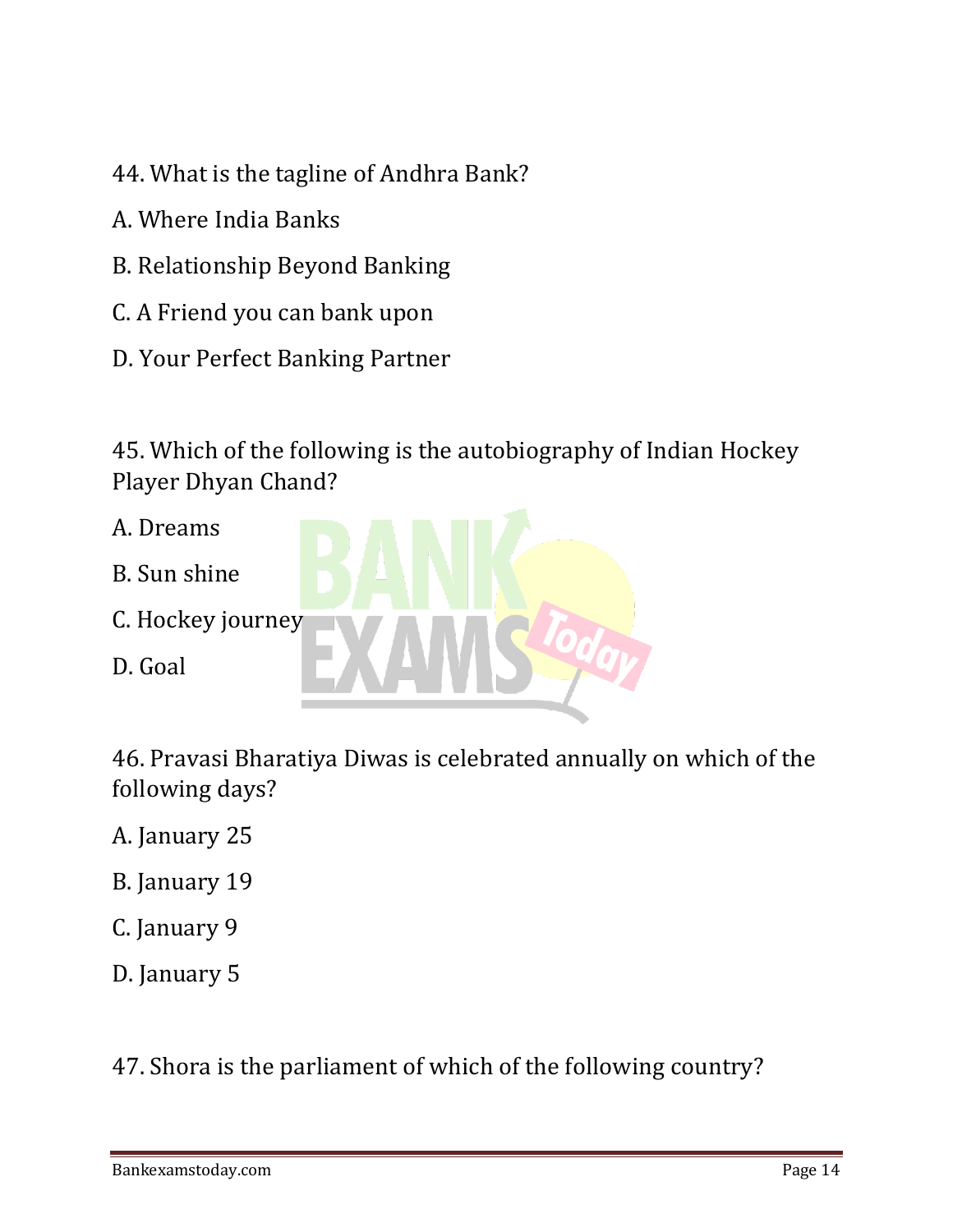44. What is the tagline of Andhra Bank?

A. Where India Banks

B. Relationship Beyond Banking

C. A Friend you can bank upon

D. Your Perfect Banking Partner

45. Which of the following is the autobiography of Indian Hockey Player Dhyan Chand?

A. Dreams

B. Sun shine

C. Hockey journey

D. Goal

46. Pravasi Bharatiya Diwas is celebrated annually on which of the following days?

A. January 25

B. January 19

C. January 9

D. January 5

47. Shora is the parliament of which of the following country?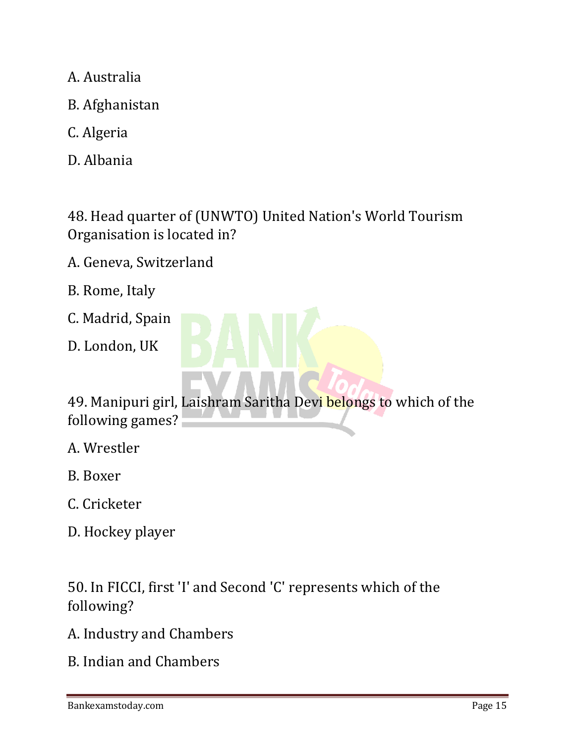A. Australia

B. Afghanistan

C. Algeria

D. Albania

48. Head quarter of (UNWTO) United Nation's World Tourism Organisation is located in?

A. Geneva, Switzerland

B. Rome, Italy

C. Madrid, Spain

D. London, UK

49. Manipuri girl, Laishram Saritha Devi belongs to which of the following games?

A. Wrestler

B. Boxer

C. Cricketer

D. Hockey player

50. In FICCI, first 'I' and Second 'C' represents which of the following?

A. Industry and Chambers

B. Indian and Chambers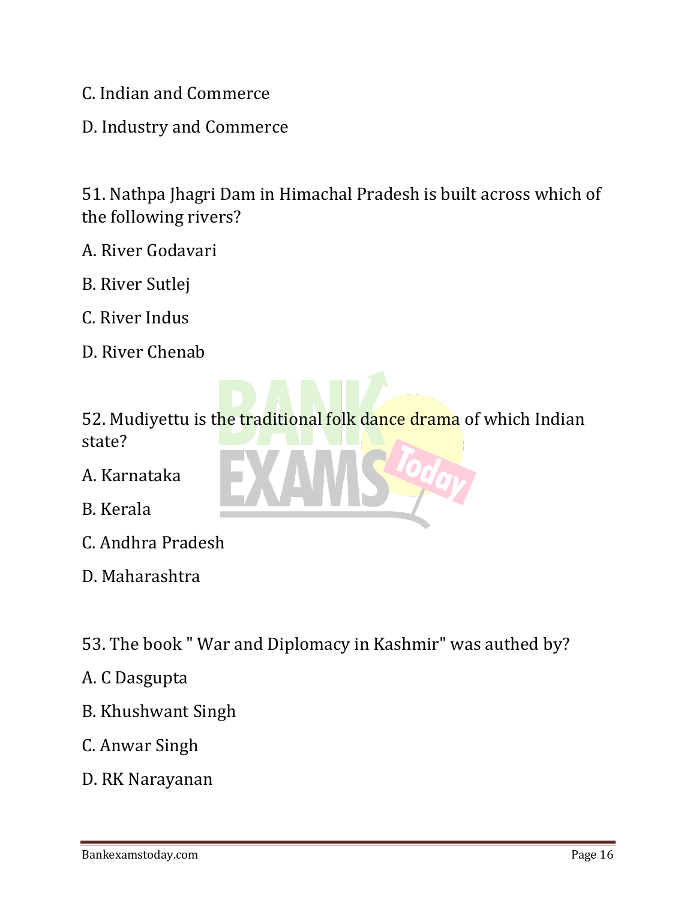C. Indian and Commerce

D. Industry and Commerce

51. Nathpa Jhagri Dam in Himachal Pradesh is built across which of the following rivers?

A. River Godavari

B. River Sutlej

C. River Indus

D. River Chenab

52. Mudiyettu is the traditional folk dance drama of which Indian state?

A. Karnataka

B. Kerala

C. Andhra Pradesh

D. Maharashtra

53. The book " War and Diplomacy in Kashmir" was authed by?

A. C Dasgupta

B. Khushwant Singh

C. Anwar Singh

D. RK Narayanan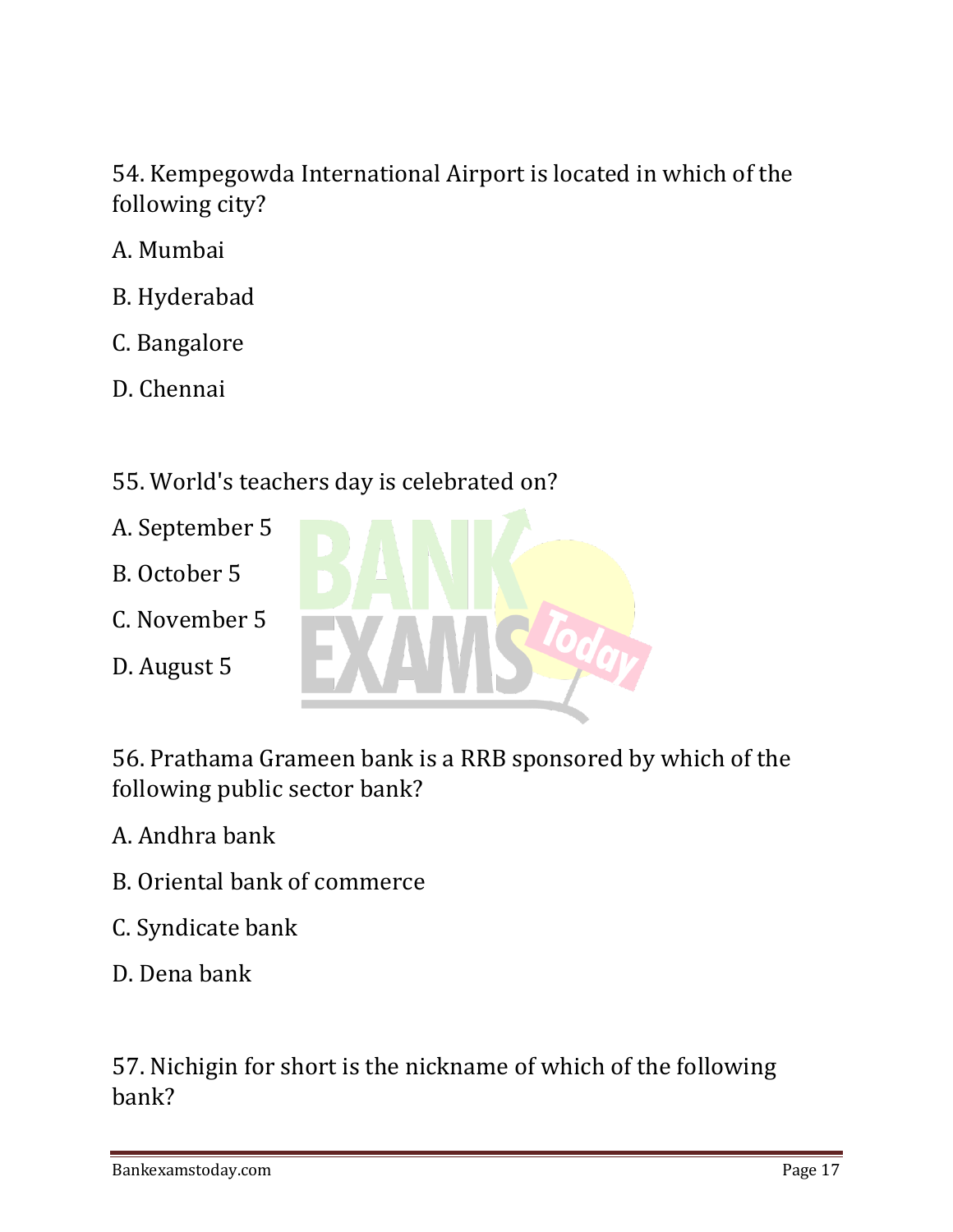54. Kempegowda International Airport is located in which of the following city?

A. Mumbai

B. Hyderabad

C. Bangalore

D. Chennai

55. World's teachers day is celebrated on?

A. September 5

B. October 5

C. November 5

D. August 5

56. Prathama Grameen bank is a RRB sponsored by which of the following public sector bank?

A. Andhra bank

B. Oriental bank of commerce

C. Syndicate bank

D. Dena bank

57. Nichigin for short is the nickname of which of the following bank?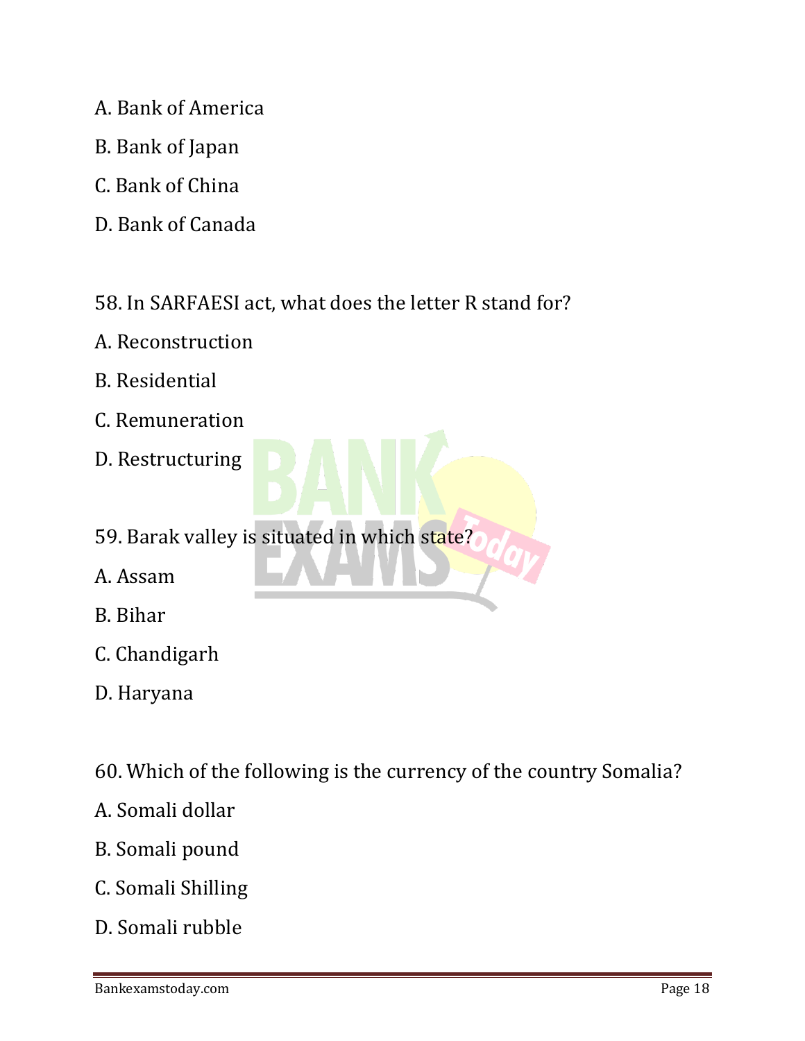A. Bank of America

B. Bank of Japan

C. Bank of China

D. Bank of Canada

58. In SARFAESI act, what does the letter R stand for?

A. Reconstruction

B. Residential

C. Remuneration

D. Restructuring

59. Barak valley is situated in which state?

A. Assam

B. Bihar

C. Chandigarh

D. Haryana

60. Which of the following is the currency of the country Somalia?

A. Somali dollar

B. Somali pound

C. Somali Shilling

D. Somali rubble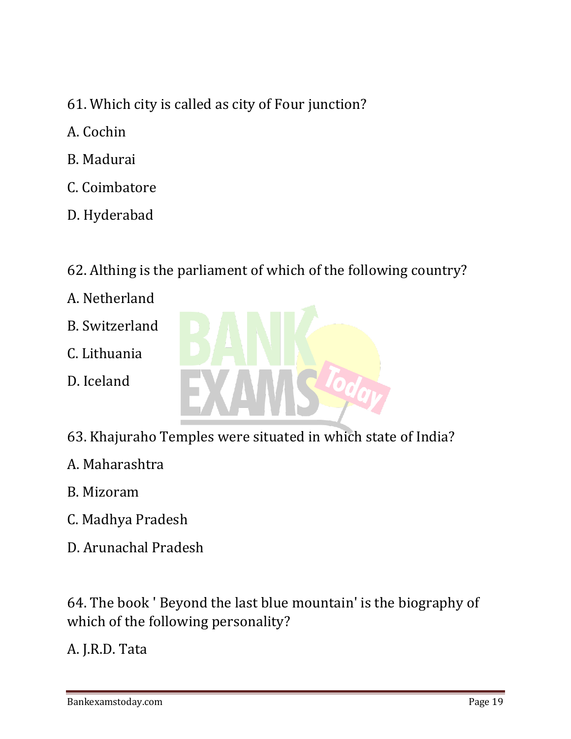61. Which city is called as city of Four junction?

A. Cochin

B. Madurai

C. Coimbatore

D. Hyderabad

62. Althing is the parliament of which of the following country?

A. Netherland

B. Switzerland

C. Lithuania

D. Iceland

63. Khajuraho Temples were situated in which state of India?

A. Maharashtra

B. Mizoram

C. Madhya Pradesh

D. Arunachal Pradesh

64. The book ' Beyond the last blue mountain' is the biography of which of the following personality?

A. J.R.D. Tata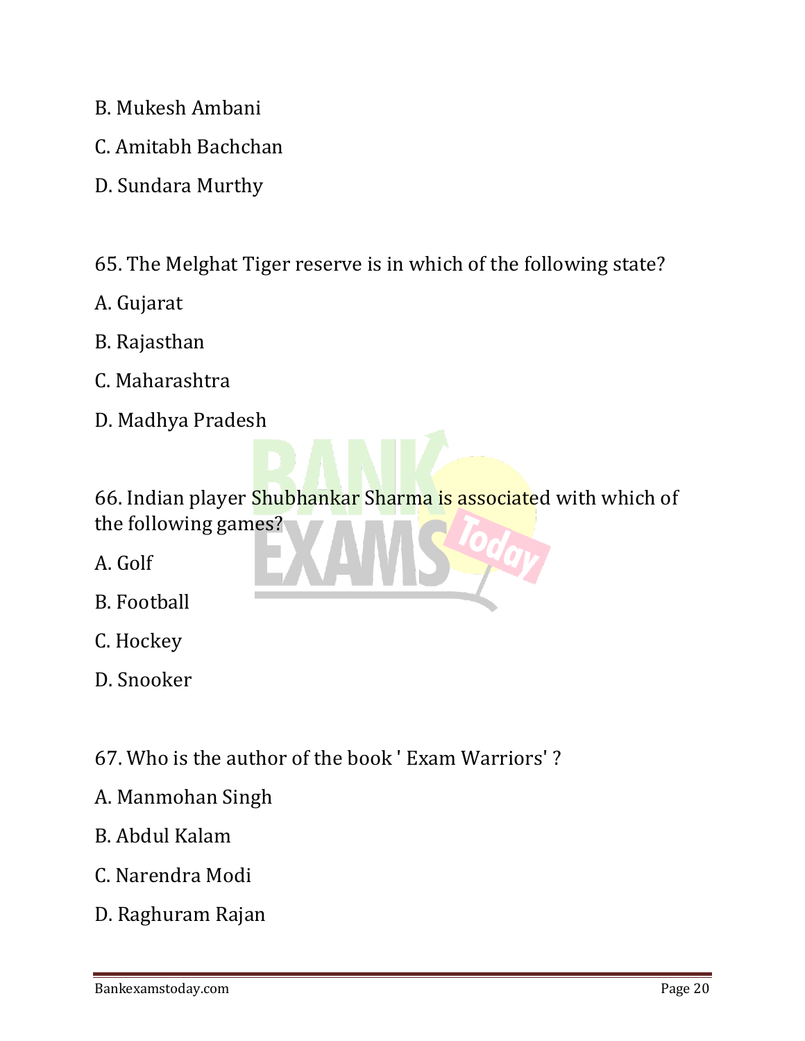B. Mukesh Ambani

C. Amitabh Bachchan

D. Sundara Murthy

65. The Melghat Tiger reserve is in which of the following state?

A. Gujarat

B. Rajasthan

C. Maharashtra

D. Madhya Pradesh

66. Indian player Shubhankar Sharma is associated with which of the following games?

A. Golf

B. Football

C. Hockey

D. Snooker

67. Who is the author of the book ' Exam Warriors' ?

A. Manmohan Singh

B. Abdul Kalam

C. Narendra Modi

D. Raghuram Rajan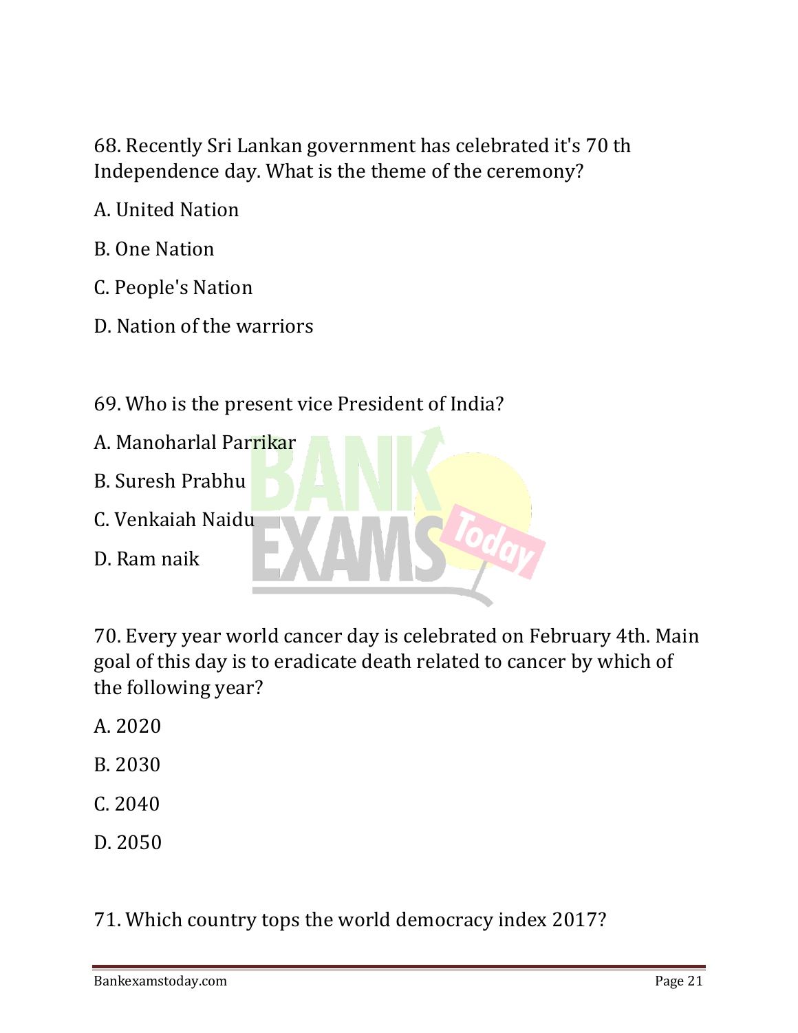68. Recently Sri Lankan government has celebrated it's 70 th Independence day. What is the theme of the ceremony?

A. United Nation

B. One Nation

C. People's Nation

D. Nation of the warriors

69. Who is the present vice President of India?

A. Manoharlal Parrikar

B. Suresh Prabhu

C. Venkaiah Naidu

D. Ram naik

70. Every year world cancer day is celebrated on February 4th. Main goal of this day is to eradicate death related to cancer by which of the following year?

A. 2020

B. 2030

C. 2040

D. 2050

71. Which country tops the world democracy index 2017?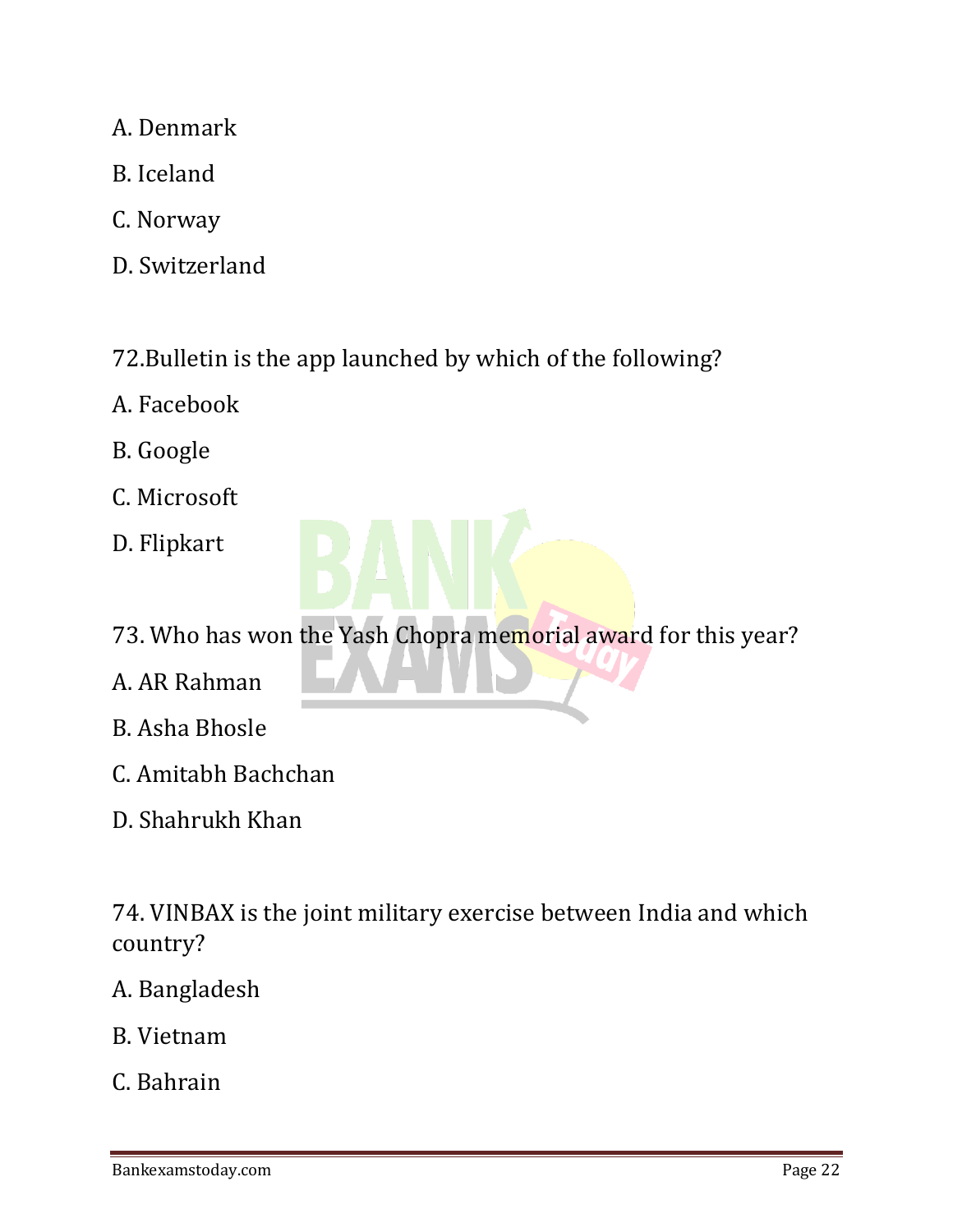A. Denmark

B. Iceland

C. Norway

D. Switzerland

72.Bulletin is the app launched by which of the following?

A. Facebook

B. Google

C. Microsoft

D. Flipkart

73. Who has won the Yash Chopra memorial award for this year?

A. AR Rahman

B. Asha Bhosle

C. Amitabh Bachchan

D. Shahrukh Khan

74. VINBAX is the joint military exercise between India and which country?

A. Bangladesh

B. Vietnam

C. Bahrain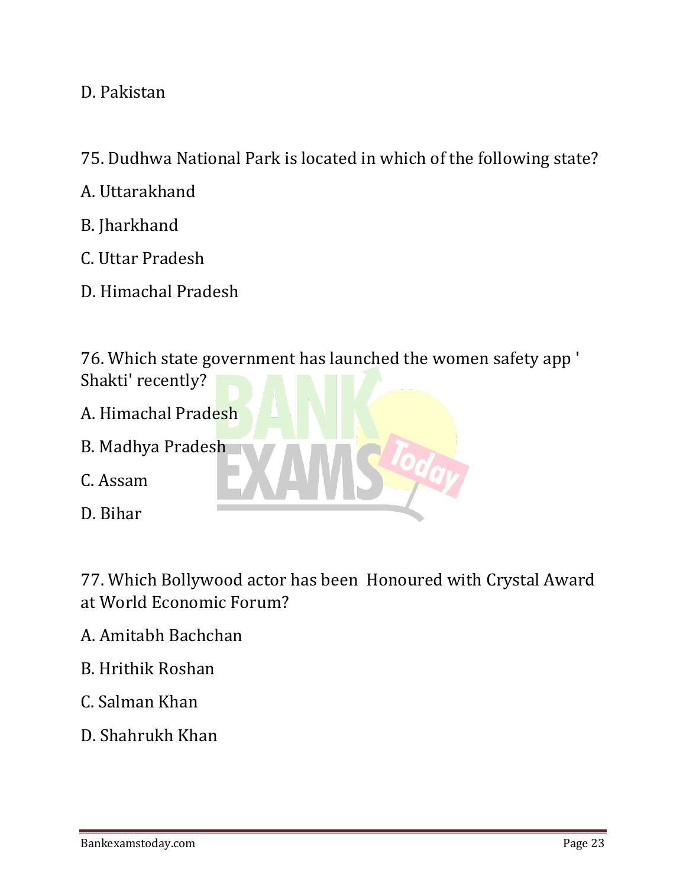D. Pakistan

75. Dudhwa National Park is located in which of the following state?

A. Uttarakhand

B. Jharkhand

C. Uttar Pradesh

D. Himachal Pradesh

76. Which state government has launched the women safety app ' Shakti' recently?

A. Himachal Pradesh

B. Madhya Pradesh

C. Assam

D. Bihar

77. Which Bollywood actor has been Honoured with Crystal Award at World Economic Forum?

A. Amitabh Bachchan

B. Hrithik Roshan

C. Salman Khan

D. Shahrukh Khan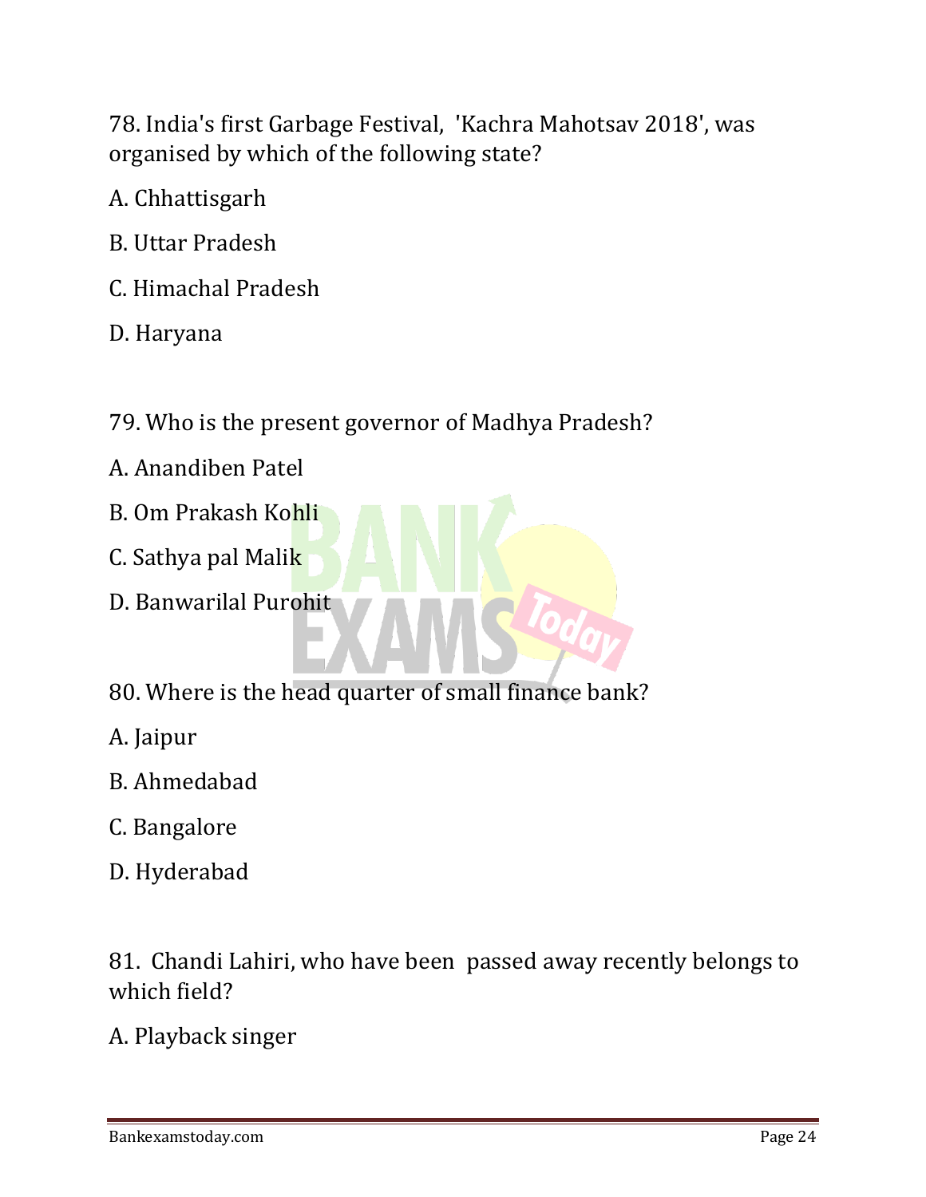78. India's first Garbage Festival, 'Kachra Mahotsav 2018', was organised by which of the following state?

A. Chhattisgarh

B. Uttar Pradesh

C. Himachal Pradesh

D. Haryana

79. Who is the present governor of Madhya Pradesh?

A. Anandiben Patel

B. Om Prakash Kohli

C. Sathya pal Malik

D. Banwarilal Purohit

80. Where is the head quarter of small finance bank?

A. Jaipur

B. Ahmedabad

C. Bangalore

D. Hyderabad

81. Chandi Lahiri, who have been passed away recently belongs to which field?

A. Playback singer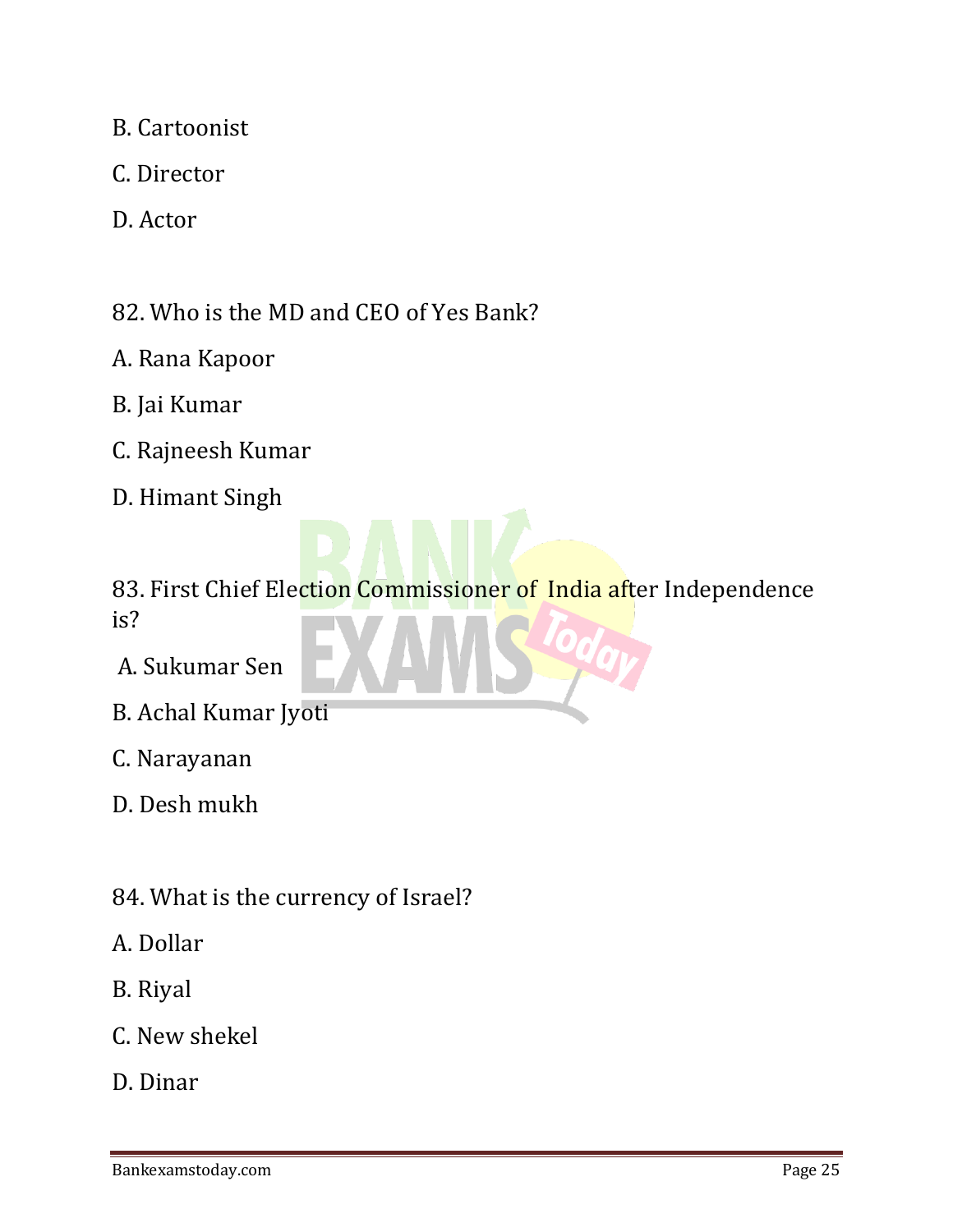B. Cartoonist

C. Director

D. Actor

82. Who is the MD and CEO of Yes Bank?

A. Rana Kapoor

B. Jai Kumar

C. Rajneesh Kumar

D. Himant Singh

83. First Chief Election Commissioner of India after Independence is?

A. Sukumar Sen

B. Achal Kumar Jyoti

C. Narayanan

D. Desh mukh

84. What is the currency of Israel?

A. Dollar

B. Riyal

C. New shekel

D. Dinar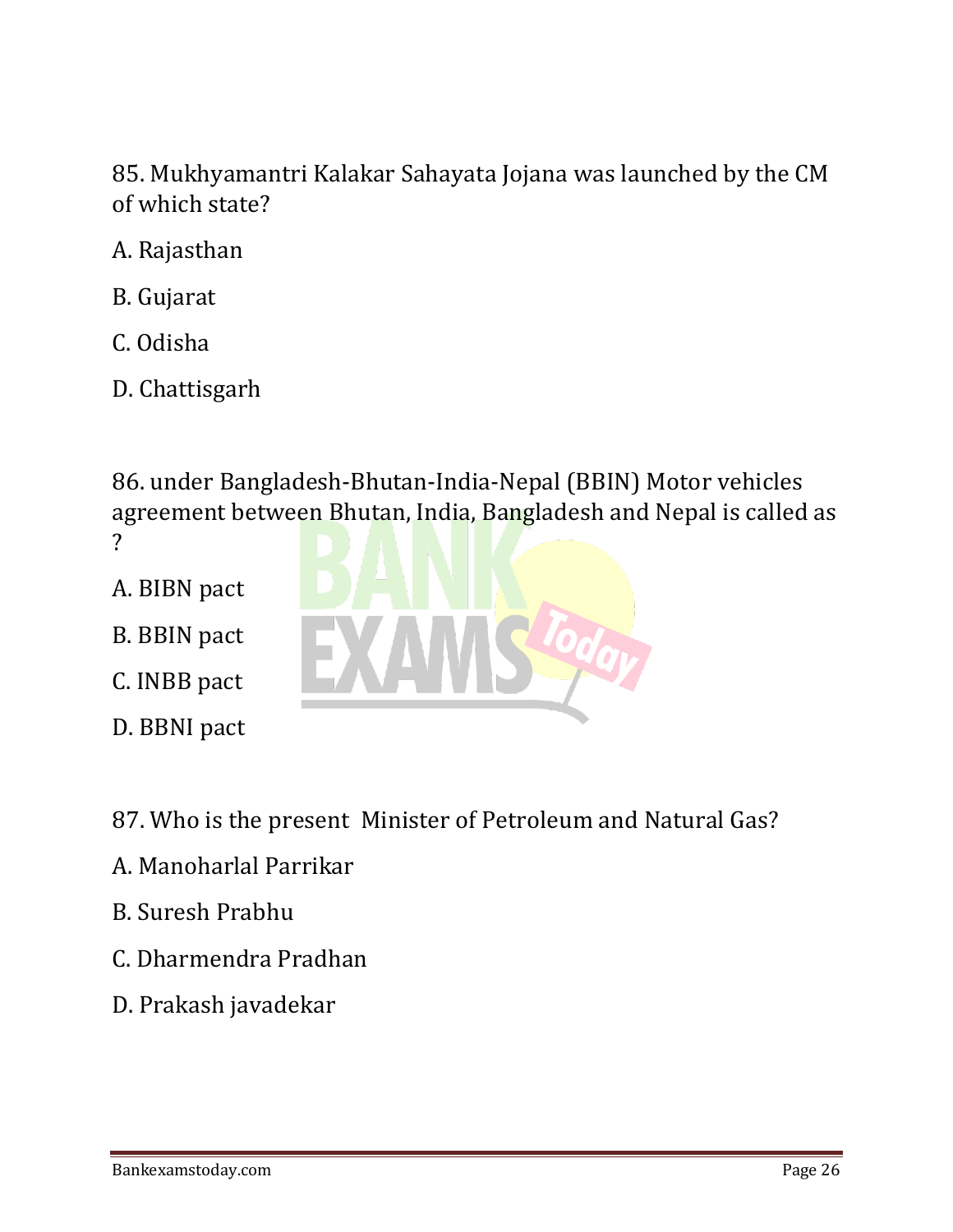85. Mukhyamantri Kalakar Sahayata Jojana was launched by the CM of which state?

A. Rajasthan

B. Gujarat

C. Odisha

D. Chattisgarh

86. under Bangladesh-Bhutan-India-Nepal (BBIN) Motor vehicles agreement between Bhutan, India, Bangladesh and Nepal is called as ?

A. BIBN pact

B. BBIN pact

C. INBB pact

D. BBNI pact

87. Who is the present Minister of Petroleum and Natural Gas?

A. Manoharlal Parrikar

B. Suresh Prabhu

C. Dharmendra Pradhan

D. Prakash javadekar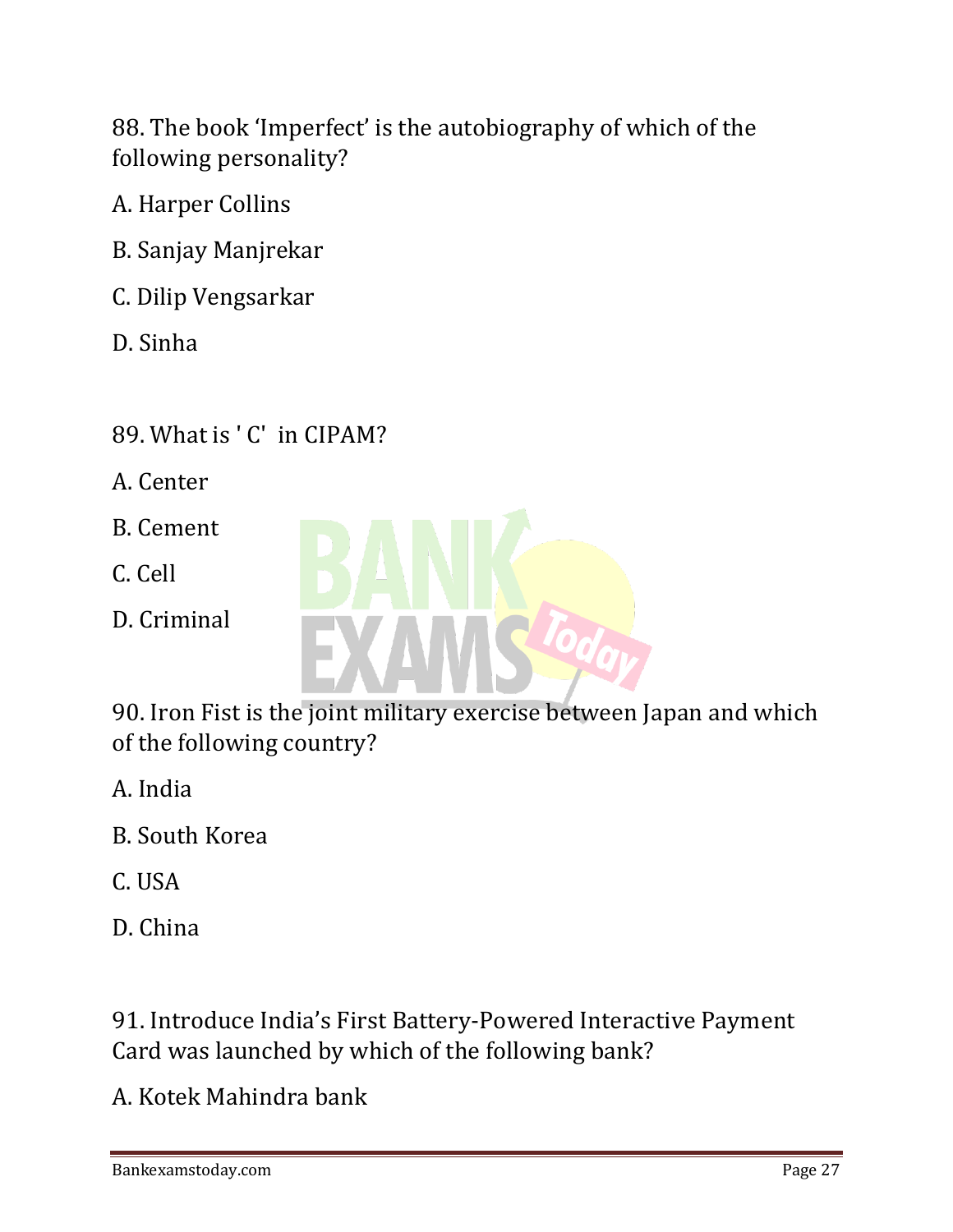88. The book 'Imperfect' is the autobiography of which of the following personality?

A. Harper Collins

B. Sanjay Manjrekar

C. Dilip Vengsarkar

D. Sinha

89. What is ' C' in CIPAM?

A. Center

B. Cement

C. Cell

D. Criminal

90. Iron Fist is the joint military exercise between Japan and which of the following country?

A. India

B. South Korea

C. USA

D. China

91. Introduce India's First Battery-Powered Interactive Payment Card was launched by which of the following bank?

A. Kotek Mahindra bank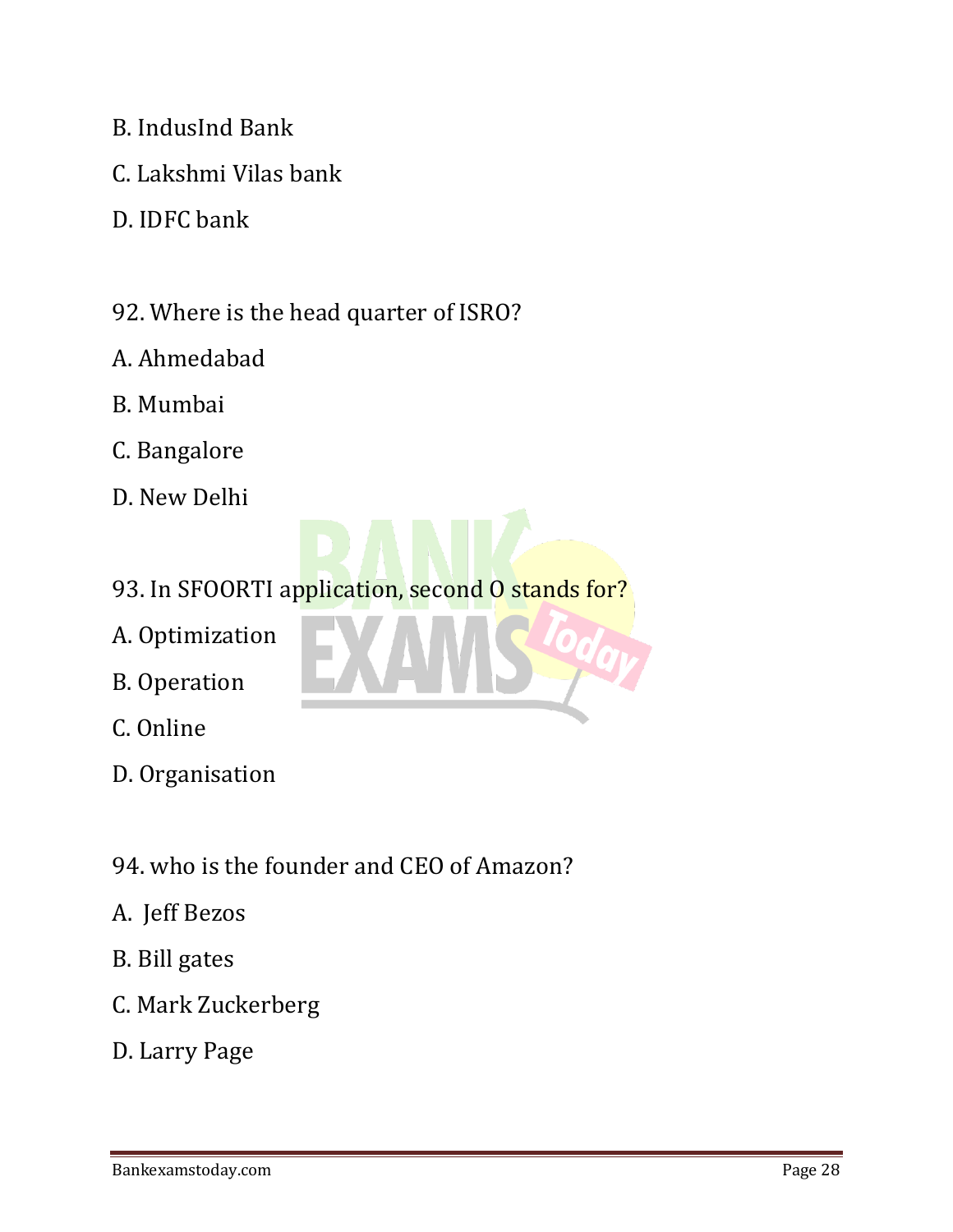B. IndusInd Bank

C. Lakshmi Vilas bank

D. IDFC bank

92. Where is the head quarter of ISRO?

A. Ahmedabad

B. Mumbai

C. Bangalore

D. New Delhi

93. In SFOORTI application, second O stands for?

A. Optimization

B. Operation

C. Online

D. Organisation

94. who is the founder and CEO of Amazon?

A. Jeff Bezos

B. Bill gates

C. Mark Zuckerberg

D. Larry Page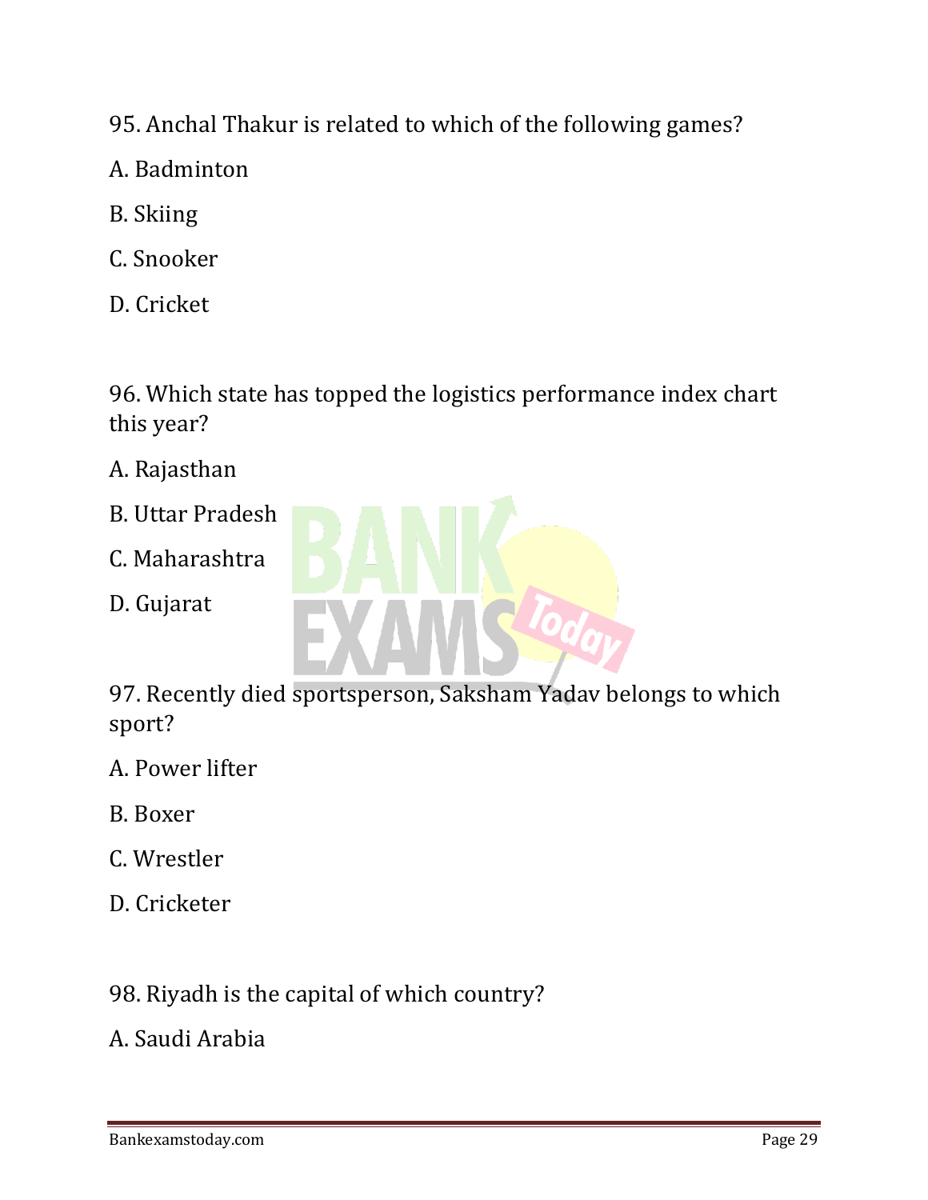95. Anchal Thakur is related to which of the following games?

A. Badminton

B. Skiing

C. Snooker

D. Cricket

96. Which state has topped the logistics performance index chart this year?

A. Rajasthan

B. Uttar Pradesh

C. Maharashtra

D. Gujarat

97. Recently died sportsperson, Saksham Yadav belongs to which sport?

A. Power lifter

B. Boxer

C. Wrestler

D. Cricketer

98. Riyadh is the capital of which country?

A. Saudi Arabia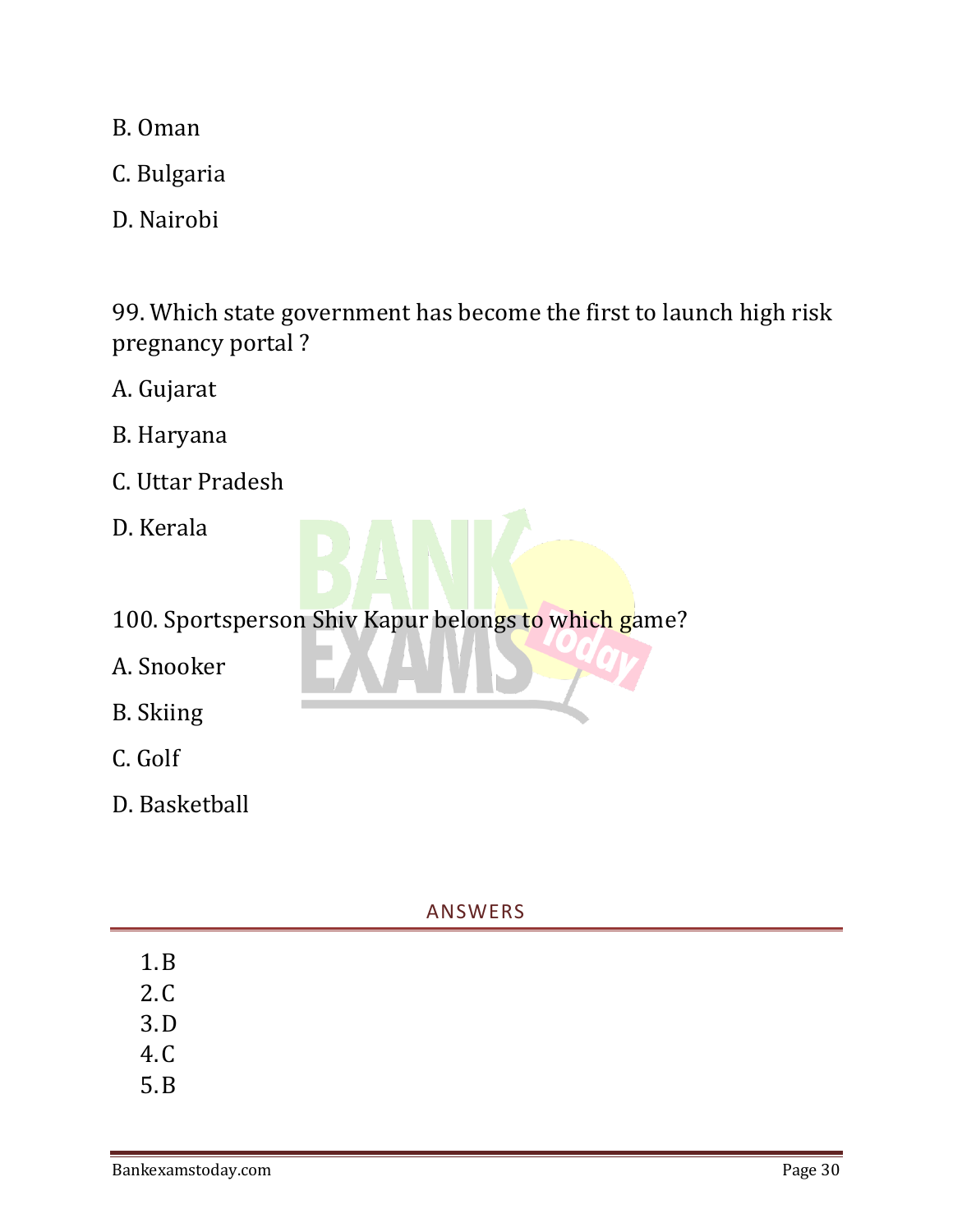B. Oman

C. Bulgaria

D. Nairobi

99. Which state government has become the first to launch high risk pregnancy portal ?

A. Gujarat

B. Haryana

C. Uttar Pradesh

D. Kerala

100. Sportsperson Shiv Kapur belongs to which game?

A. Snooker

B. Skiing

C. Golf

D. Basketball

## ANSWERS

1. B
2. C
3. D
4. C
5. B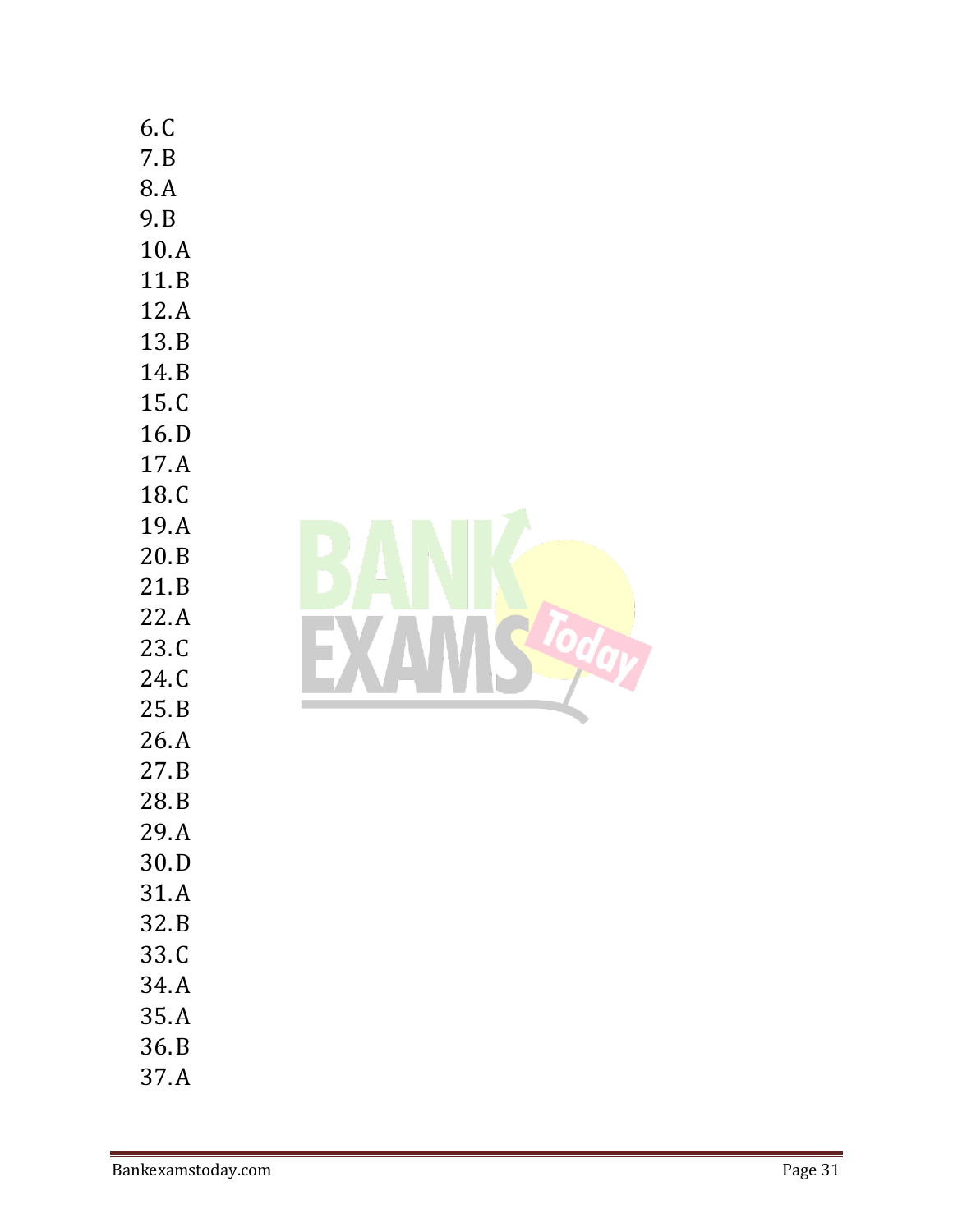6.C
7.B
8.A
9.B
10.A
11.B
12.A
13.B
14.B
15.C
16.D
17.A
18.C
19.A
20.B
21.B
22.A
23.C
24.C
25.B
26.A
27.B
28.B
29.A
30.D
31.A
32.B
33.C
34.A
35.A
36.B
37.A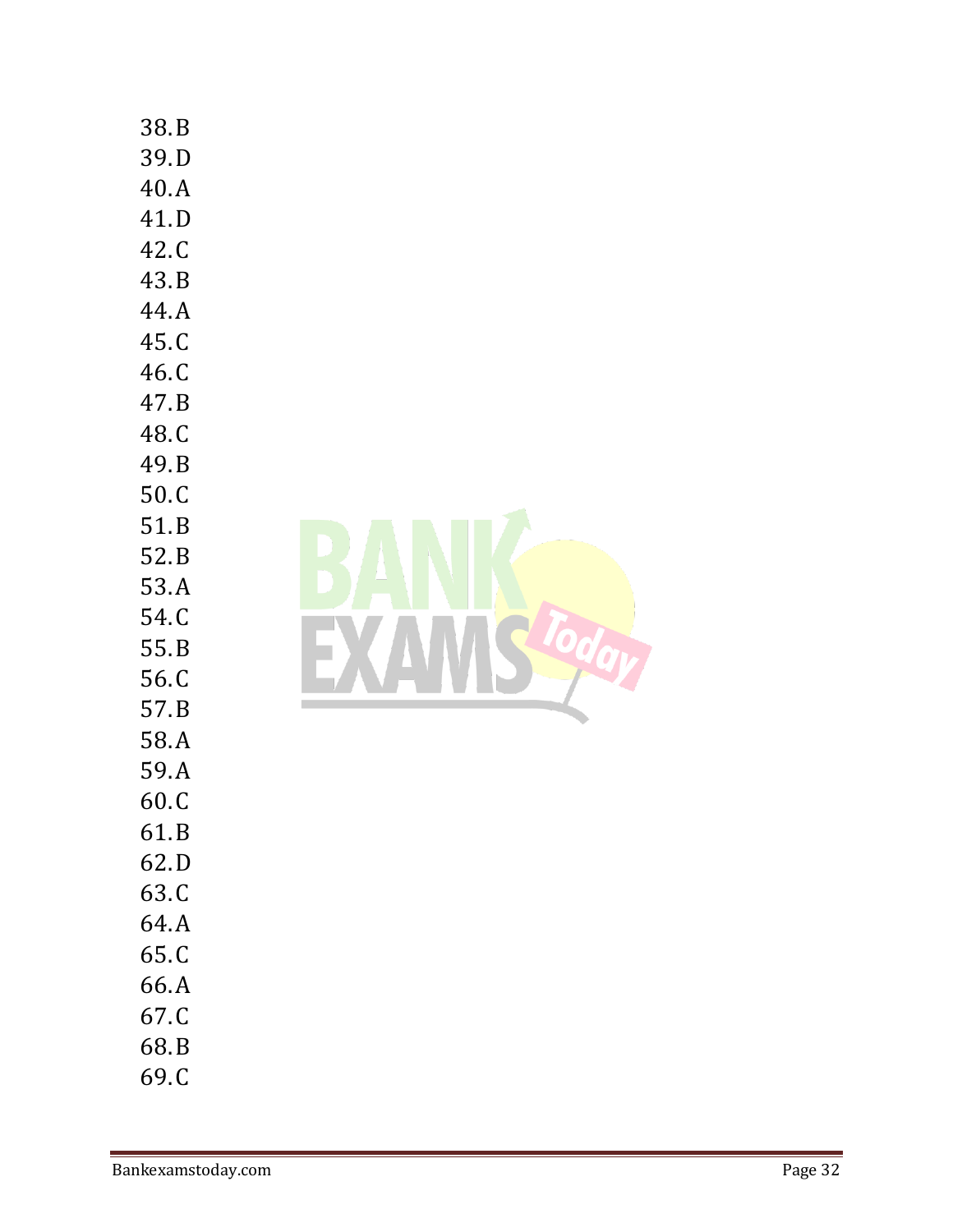38.B
39.D
40.A
41.D
42.C
43.B
44.A
45.C
46.C
47.B
48.C
49.B
50.C
51.B
52.B
53.A
54.C
55.B
56.C
57.B
58.A
59.A
60.C
61.B
62.D
63.C
64.A
65.C
66.A
67.C
68.B
69.C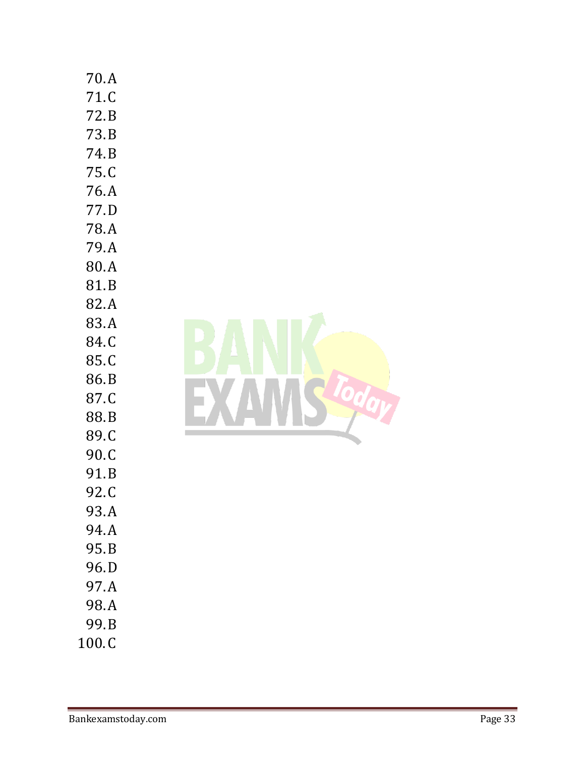70. A
71. C
72. B
73. B
74. B
75. C
76. A
77. D
78. A
79. A
80. A
81. B
82. A
83. A
84. C
85. C
86. B
87. C
88. B
89. C
90. C
91. B
92. C
93. A
94. A
95. B
96. D
97. A
98. A
99. B
100. C